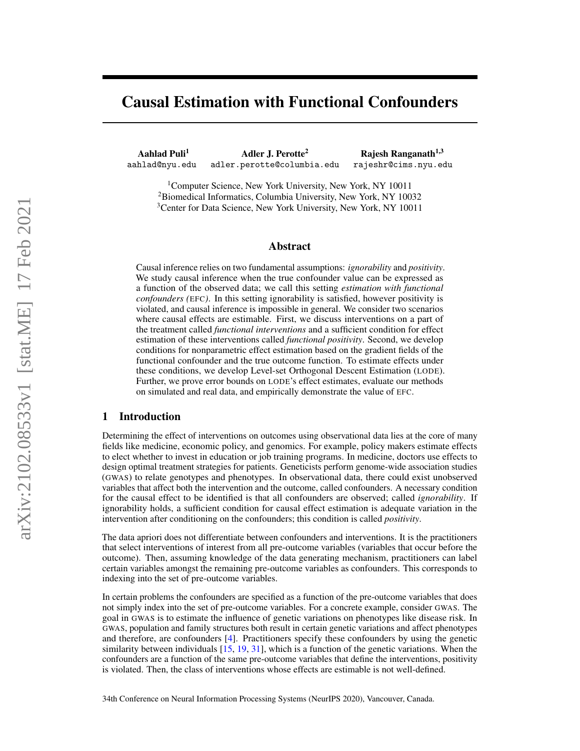# Causal Estimation with Functional Confounders

**Aahlad Puli**[1]
aahlad@nyu.edu

**Adler J. Perotte**[2]
adler.perotte@columbia.edu

**Rajesh Ranganath**[1,3]
rajeshr@cims.nyu.edu

[1]Computer Science, New York University, New York, NY 10011
[2]Biomedical Informatics, Columbia University, New York, NY 10032
[3]Center for Data Science, New York University, New York, NY 10011

## Abstract

Causal inference relies on two fundamental assumptions: *ignorability* and *positivity*. We study causal inference when the true confounder value can be expressed as a function of the observed data; we call this setting *estimation with functional confounders (*EFC*)*. In this setting ignorability is satisfied, however positivity is violated, and causal inference is impossible in general. We consider two scenarios where causal effects are estimable. First, we discuss interventions on a part of the treatment called *functional interventions* and a sufficient condition for effect estimation of these interventions called *functional positivity*. Second, we develop conditions for nonparametric effect estimation based on the gradient fields of the functional confounder and the true outcome function. To estimate effects under these conditions, we develop Level-set Orthogonal Descent Estimation (LODE). Further, we prove error bounds on LODE's effect estimates, evaluate our methods on simulated and real data, and empirically demonstrate the value of EFC.

## 1 Introduction

Determining the effect of interventions on outcomes using observational data lies at the core of many fields like medicine, economic policy, and genomics. For example, policy makers estimate effects to elect whether to invest in education or job training programs. In medicine, doctors use effects to design optimal treatment strategies for patients. Geneticists perform genome-wide association studies (GWAS) to relate genotypes and phenotypes. In observational data, there could exist unobserved variables that affect both the intervention and the outcome, called confounders. A necessary condition for the causal effect to be identified is that all confounders are observed; called *ignorability*. If ignorability holds, a sufficient condition for causal effect estimation is adequate variation in the intervention after conditioning on the confounders; this condition is called *positivity*.

The data apriori does not differentiate between confounders and interventions. It is the practitioners that select interventions of interest from all pre-outcome variables (variables that occur before the outcome). Then, assuming knowledge of the data generating mechanism, practitioners can label certain variables amongst the remaining pre-outcome variables as confounders. This corresponds to indexing into the set of pre-outcome variables.

In certain problems the confounders are specified as a function of the pre-outcome variables that does not simply index into the set of pre-outcome variables. For a concrete example, consider GWAS. The goal in GWAS is to estimate the influence of genetic variations on phenotypes like disease risk. In GWAS, population and family structures both result in certain genetic variations and affect phenotypes and therefore, are confounders [4]. Practitioners specify these confounders by using the genetic similarity between individuals [15, 19, 31], which is a function of the genetic variations. When the confounders are a function of the same pre-outcome variables that define the interventions, positivity is violated. Then, the class of interventions whose effects are estimable is not well-defined.

34th Conference on Neural Information Processing Systems (NeurIPS 2020), Vancouver, Canada.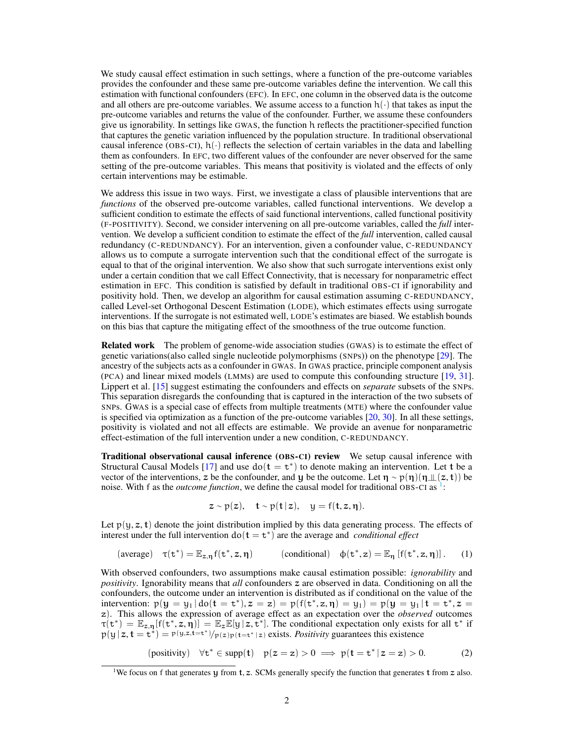We study causal effect estimation in such settings, where a function of the pre-outcome variables provides the confounder and these same pre-outcome variables define the intervention. We call this estimation with functional confounders (EFC). In EFC, one column in the observed data is the outcome and all others are pre-outcome variables. We assume access to a function $h(\cdot)$ that takes as input the pre-outcome variables and returns the value of the confounder. Further, we assume these confounders give us ignorability. In settings like GWAS, the function h reflects the practitioner-specified function that captures the genetic variation influenced by the population structure. In traditional observational causal inference (OBS-CI), $h(\cdot)$ reflects the selection of certain variables in the data and labelling them as confounders. In EFC, two different values of the confounder are never observed for the same setting of the pre-outcome variables. This means that positivity is violated and the effects of only certain interventions may be estimable.

We address this issue in two ways. First, we investigate a class of plausible interventions that are *functions* of the observed pre-outcome variables, called functional interventions. We develop a sufficient condition to estimate the effects of said functional interventions, called functional positivity (F-POSITIVITY). Second, we consider intervening on all pre-outcome variables, called the *full* intervention. We develop a sufficient condition to estimate the effect of the *full* intervention, called causal redundancy (C-REDUNDANCY). For an intervention, given a confounder value, C-REDUNDANCY allows us to compute a surrogate intervention such that the conditional effect of the surrogate is equal to that of the original intervention. We also show that such surrogate interventions exist only under a certain condition that we call Effect Connectivity, that is necessary for nonparametric effect estimation in EFC. This condition is satisfied by default in traditional OBS-CI if ignorability and positivity hold. Then, we develop an algorithm for causal estimation assuming C-REDUNDANCY, called Level-set Orthogonal Descent Estimation (LODE), which estimates effects using surrogate interventions. If the surrogate is not estimated well, LODE's estimates are biased. We establish bounds on this bias that capture the mitigating effect of the smoothness of the true outcome function.

**Related work** The problem of genome-wide association studies (GWAS) is to estimate the effect of genetic variations(also called single nucleotide polymorphisms (SNPs)) on the phenotype [29]. The ancestry of the subjects acts as a confounder in GWAS. In GWAS practice, principle component analysis (PCA) and linear mixed models (LMMs) are used to compute this confounding structure [19, 31]. Lippert et al. [15] suggest estimating the confounders and effects on *separate* subsets of the SNPs. This separation disregards the confounding that is captured in the interaction of the two subsets of SNPs. GWAS is a special case of effects from multiple treatments (MTE) where the confounder value is specified via optimization as a function of the pre-outcome variables [20, 30]. In all these settings, positivity is violated and not all effects are estimable. We provide an avenue for nonparametric effect-estimation of the full intervention under a new condition, C-REDUNDANCY.

**Traditional observational causal inference (OBS-CI) review** We setup causal inference with Structural Causal Models [17] and use $\text{do}(\mathbf{t} = \mathbf{t}^*)$ to denote making an intervention. Let $\mathbf{t}$ be a vector of the interventions, $\boldsymbol{z}$ be the confounder, and $\mathbf{y}$ be the outcome. Let $\boldsymbol{\eta} \sim p(\boldsymbol{\eta})(\boldsymbol{\eta} \perp\!\!\!\perp (\boldsymbol{z}, \mathbf{t}))$ be noise. With f as the *outcome function*, we define the causal model for traditional OBS-CI as [1]:

$$\boldsymbol{z} \sim p(\boldsymbol{z}), \quad \mathbf{t} \sim p(\mathbf{t} \mid \boldsymbol{z}), \quad \mathbf{y} = f(\mathbf{t}, \boldsymbol{z}, \boldsymbol{\eta}).$$

Let $p(\mathbf{y}, \boldsymbol{z}, \mathbf{t})$ denote the joint distribution implied by this data generating process. The effects of interest under the full intervention $\text{do}(\mathbf{t} = \mathbf{t}^*)$ are the average and *conditional effect*

$$(\text{average}) \quad \tau(\mathbf{t}^*) = \mathbb{E}_{\boldsymbol{z},\boldsymbol{\eta}} f(\mathbf{t}^*, \boldsymbol{z}, \boldsymbol{\eta}) \qquad (\text{conditional}) \quad \phi(\mathbf{t}^*, \mathbf{z}) = \mathbb{E}_{\boldsymbol{\eta}}\left[f(\mathbf{t}^*, \mathbf{z}, \boldsymbol{\eta})\right]. \tag{1}$$

With observed confounders, two assumptions make causal estimation possible: *ignorability* and *positivity*. Ignorability means that *all* confounders $\boldsymbol{z}$ are observed in data. Conditioning on all the confounders, the outcome under an intervention is distributed as if conditional on the value of the intervention: $p(\mathbf{y} = y_1 \mid \text{do}(\mathbf{t} = \mathbf{t}^*), \boldsymbol{z} = \mathbf{z}) = p(f(\mathbf{t}^*, \mathbf{z}, \boldsymbol{\eta}) = y_1) = p(\mathbf{y} = y_1 \mid \mathbf{t} = \mathbf{t}^*, \boldsymbol{z} = \mathbf{z})$. This allows the expression of average effect as an expectation over the *observed* outcomes $\tau(\mathbf{t}^*) = \mathbb{E}_{\boldsymbol{z},\boldsymbol{\eta}}[f(\mathbf{t}^*, \boldsymbol{z}, \boldsymbol{\eta})] = \mathbb{E}_{\boldsymbol{z}}\mathbb{E}[\mathbf{y} \mid \boldsymbol{z}, \mathbf{t}^*]$. The conditional expectation only exists for all $\mathbf{t}^*$ if $p(\mathbf{y} \mid \boldsymbol{z}, \mathbf{t} = \mathbf{t}^*) = p(\mathbf{y}, \boldsymbol{z}, \mathbf{t}=\mathbf{t}^*) / p(\boldsymbol{z}) p(\mathbf{t}=\mathbf{t}^* \mid \boldsymbol{z})$ exists. *Positivity* guarantees this existence

$$(\text{positivity}) \quad \forall \mathbf{t}^* \in \text{supp}(\mathbf{t}) \quad p(\boldsymbol{z} = \mathbf{z}) > 0 \implies p(\mathbf{t} = \mathbf{t}^* \mid \boldsymbol{z} = \mathbf{z}) > 0. \tag{2}$$

[1]We focus on f that generates $\mathbf{y}$ from $\mathbf{t}, \boldsymbol{z}$. SCMs generally specify the function that generates $\mathbf{t}$ from $\boldsymbol{z}$ also.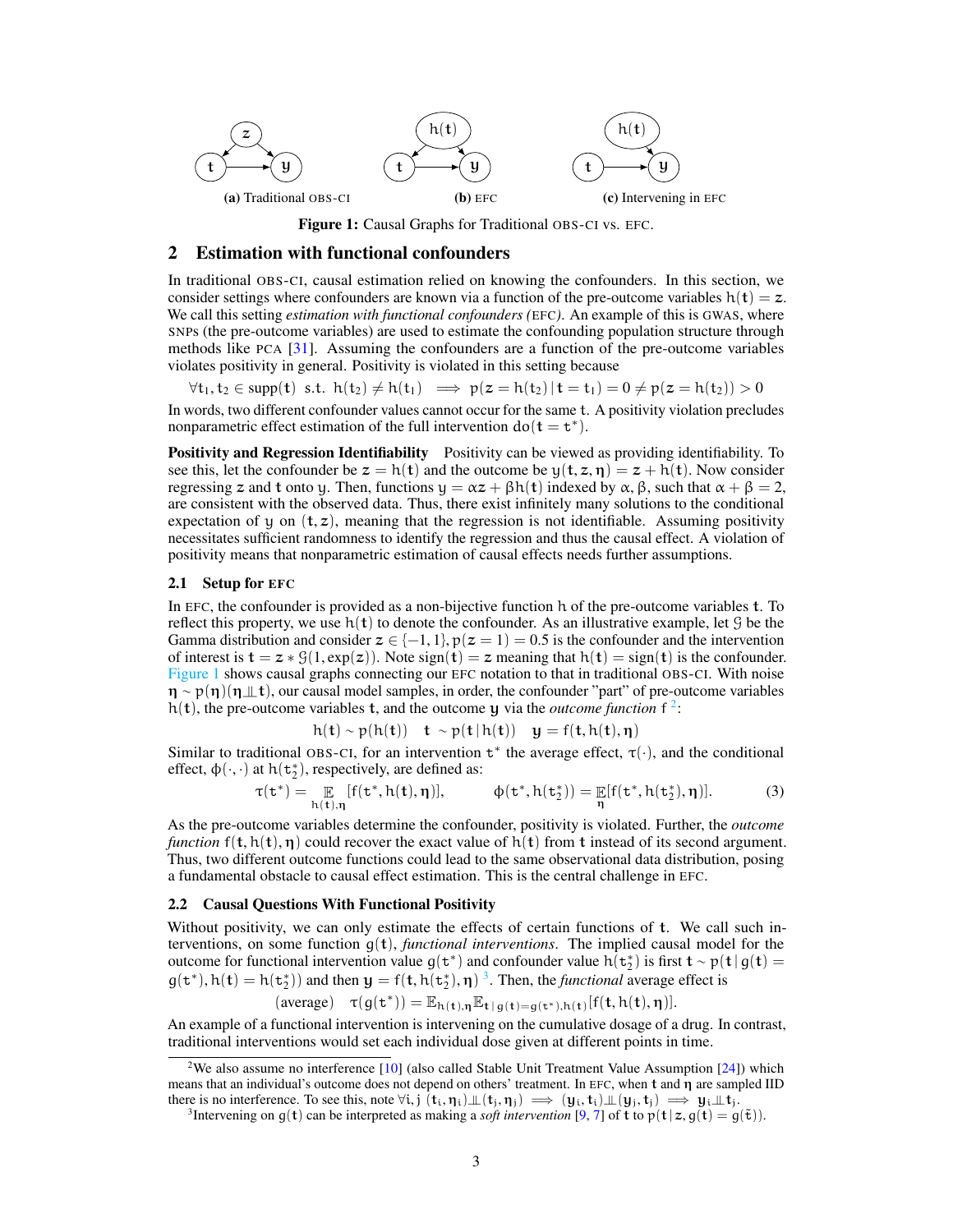(a) Traditional OBS-CI (b) EFC (c) Intervening in EFC

**Figure 1:** Causal Graphs for Traditional OBS-CI vs. EFC.

## 2 Estimation with functional confounders

In traditional OBS-CI, causal estimation relied on knowing the confounders. In this section, we consider settings where confounders are known via a function of the pre-outcome variables $h(\mathbf{t}) = \mathbf{z}$. We call this setting *estimation with functional confounders (*EFC*)*. An example of this is GWAS, where SNPs (the pre-outcome variables) are used to estimate the confounding population structure through methods like PCA [31]. Assuming the confounders are a function of the pre-outcome variables violates positivity in general. Positivity is violated in this setting because

$$\forall \mathbf{t}_1, \mathbf{t}_2 \in \text{supp}(\mathbf{t}) \;\text{ s.t. }\; h(\mathbf{t}_2) \neq h(\mathbf{t}_1) \implies p(\mathbf{z} = h(\mathbf{t}_2) \,|\, \mathbf{t} = \mathbf{t}_1) = 0 \neq p(\mathbf{z} = h(\mathbf{t}_2)) > 0$$

In words, two different confounder values cannot occur for the same $\mathbf{t}$. A positivity violation precludes nonparametric effect estimation of the full intervention $do(\mathbf{t} = \mathbf{t}^*)$.

**Positivity and Regression Identifiability** Positivity can be viewed as providing identifiability. To see this, let the confounder be $\mathbf{z} = h(\mathbf{t})$ and the outcome be $\mathbf{y}(\mathbf{t}, \mathbf{z}, \boldsymbol{\eta}) = \mathbf{z} + h(\mathbf{t})$. Now consider regressing $\mathbf{z}$ and $\mathbf{t}$ onto $\mathbf{y}$. Then, functions $\mathbf{y} = \alpha \mathbf{z} + \beta h(\mathbf{t})$ indexed by $\alpha, \beta$, such that $\alpha + \beta = 2$, are consistent with the observed data. Thus, there exist infinitely many solutions to the conditional expectation of $\mathbf{y}$ on $(\mathbf{t}, \mathbf{z})$, meaning that the regression is not identifiable. Assuming positivity necessitates sufficient randomness to identify the regression and thus the causal effect. A violation of positivity means that nonparametric estimation of causal effects needs further assumptions.

### 2.1 Setup for EFC

In EFC, the confounder is provided as a non-bijective function $h$ of the pre-outcome variables $\mathbf{t}$. To reflect this property, we use $h(\mathbf{t})$ to denote the confounder. As an illustrative example, let $\mathcal{G}$ be the Gamma distribution and consider $\mathbf{z} \in \{-1, 1\}, p(\mathbf{z} = 1) = 0.5$ is the confounder and the intervention of interest is $\mathbf{t} = \mathbf{z} * \mathcal{G}(1, \exp(\mathbf{z}))$. Note $\text{sign}(\mathbf{t}) = \mathbf{z}$ meaning that $h(\mathbf{t}) = \text{sign}(\mathbf{t})$ is the confounder. Figure 1 shows causal graphs connecting our EFC notation to that in traditional OBS-CI. With noise $\boldsymbol{\eta} \sim p(\boldsymbol{\eta})(\boldsymbol{\eta} \perp\!\!\!\perp \mathbf{t})$, our causal model samples, in order, the confounder "part" of pre-outcome variables $h(\mathbf{t})$, the pre-outcome variables $\mathbf{t}$, and the outcome $\mathbf{y}$ via the *outcome function* f [2]:

$$h(\mathbf{t}) \sim p(h(\mathbf{t})) \quad \mathbf{t} \sim p(\mathbf{t} \,|\, h(\mathbf{t})) \quad \mathbf{y} = f(\mathbf{t}, h(\mathbf{t}), \boldsymbol{\eta})$$

Similar to traditional OBS-CI, for an intervention $\mathbf{t}^*$ the average effect, $\tau(\cdot)$, and the conditional effect, $\phi(\cdot, \cdot)$ at $h(\mathbf{t}_2^*)$, respectively, are defined as:

$$\tau(\mathbf{t}^*) = \mathop{\mathbb{E}}_{h(\mathbf{t}), \boldsymbol{\eta}} [f(\mathbf{t}^*, h(\mathbf{t}), \boldsymbol{\eta})], \qquad \phi(\mathbf{t}^*, h(\mathbf{t}_2^*)) = \mathop{\mathbb{E}}_{\boldsymbol{\eta}} [f(\mathbf{t}^*, h(\mathbf{t}_2^*), \boldsymbol{\eta})]. \tag{3}$$

As the pre-outcome variables determine the confounder, positivity is violated. Further, the *outcome function* $f(\mathbf{t}, h(\mathbf{t}), \boldsymbol{\eta})$ could recover the exact value of $h(\mathbf{t})$ from $\mathbf{t}$ instead of its second argument. Thus, two different outcome functions could lead to the same observational data distribution, posing a fundamental obstacle to causal effect estimation. This is the central challenge in EFC.

### 2.2 Causal Questions With Functional Positivity

Without positivity, we can only estimate the effects of certain functions of $\mathbf{t}$. We call such interventions, on some function $g(\mathbf{t})$, *functional interventions*. The implied causal model for the outcome for functional intervention value $g(\mathbf{t}^*)$ and confounder value $h(\mathbf{t}_2^*)$ is first $\mathbf{t} \sim p(\mathbf{t} \,|\, g(\mathbf{t}) = g(\mathbf{t}^*), h(\mathbf{t}) = h(\mathbf{t}_2^*))$ and then $\mathbf{y} = f(\mathbf{t}, h(\mathbf{t}_2^*), \boldsymbol{\eta})$ [3]. Then, the *functional* average effect is

$$\text{(average)} \quad \tau(g(\mathbf{t}^*)) = \mathbb{E}_{h(\mathbf{t}), \boldsymbol{\eta}} \mathbb{E}_{\mathbf{t} \,|\, g(\mathbf{t}) = g(\mathbf{t}^*), h(\mathbf{t})} [f(\mathbf{t}, h(\mathbf{t}), \boldsymbol{\eta})].$$

An example of a functional intervention is intervening on the cumulative dosage of a drug. In contrast, traditional interventions would set each individual dose given at different points in time.

---

[2] We also assume no interference [10] (also called Stable Unit Treatment Value Assumption [24]) which means that an individual's outcome does not depend on others' treatment. In EFC, when $\mathbf{t}$ and $\boldsymbol{\eta}$ are sampled IID there is no interference. To see this, note $\forall i, j \; (\mathbf{t}_i, \boldsymbol{\eta}_i) \perp\!\!\!\perp (\mathbf{t}_j, \boldsymbol{\eta}_j) \implies (\mathbf{y}_i, \mathbf{t}_i) \perp\!\!\!\perp (\mathbf{y}_j, \mathbf{t}_j) \implies \mathbf{y}_i \perp\!\!\!\perp \mathbf{t}_j$.

[3] Intervening on $g(\mathbf{t})$ can be interpreted as making a *soft intervention* [9, 7] of $\mathbf{t}$ to $p(\mathbf{t} \,|\, \mathbf{z}, g(\mathbf{t}) = g(\tilde{\mathbf{t}}))$.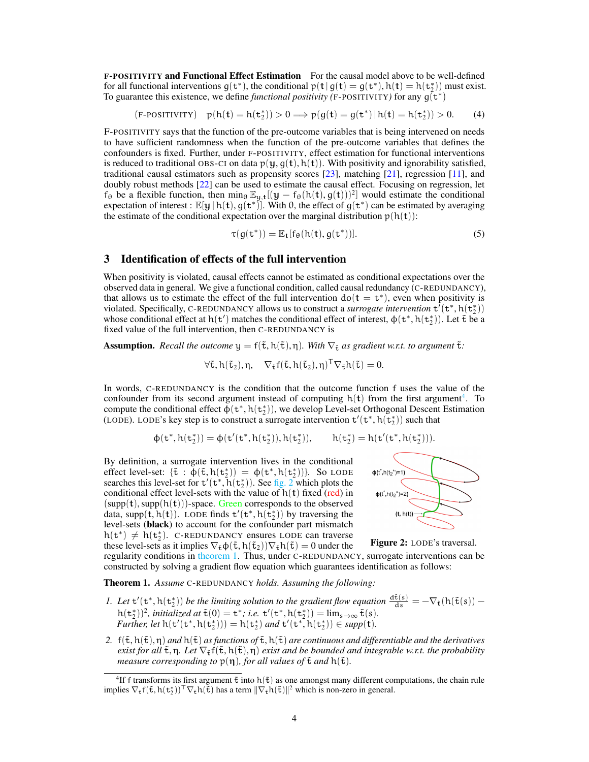**F-POSITIVITY and Functional Effect Estimation** For the causal model above to be well-defined for all functional interventions $g(t^*)$, the conditional $p(t \mid g(t) = g(t^*), h(t) = h(t_2^*))$ must exist. To guarantee this existence, we define *functional positivity (F-POSITIVITY)* for any $g(t^*)$

$$\text{(F-POSITIVITY)} \quad p(h(t) = h(t_2^*)) > 0 \Longrightarrow p(g(t) = g(t^*) \mid h(t) = h(t_2^*)) > 0. \tag{4}$$

F-POSITIVITY says that the function of the pre-outcome variables that is being intervened on needs to have sufficient randomness when the function of the pre-outcome variables that defines the confounders is fixed. Further, under F-POSITIVITY, effect estimation for functional interventions is reduced to traditional OBS-CI on data $p(y, g(t), h(t))$. With positivity and ignorability satisfied, traditional causal estimators such as propensity scores [23], matching [21], regression [11], and doubly robust methods [22] can be used to estimate the causal effect. Focusing on regression, let $f_\theta$ be a flexible function, then $\min_\theta \mathbb{E}_{y,t}[(y - f_\theta(h(t), g(t)))^2]$ would estimate the conditional expectation of interest : $\mathbb{E}[y \mid h(t), g(t^*)]$. With $\theta$, the effect of $g(t^*)$ can be estimated by averaging the estimate of the conditional expectation over the marginal distribution $p(h(t))$:

$$\tau(g(t^*)) = \mathbb{E}_t[f_\theta(h(t), g(t^*))]. \tag{5}$$

## 3 Identification of effects of the full intervention

When positivity is violated, causal effects cannot be estimated as conditional expectations over the observed data in general. We give a functional condition, called causal redundancy (C-REDUNDANCY), that allows us to estimate the effect of the full intervention $do(t = t^*)$, even when positivity is violated. Specifically, C-REDUNDANCY allows us to construct a *surrogate intervention* $t'(t^*, h(t_2^*))$ whose conditional effect at $h(t')$ matches the conditional effect of interest, $\phi(t^*, h(t_2^*))$. Let $\tilde{t}$ be a fixed value of the full intervention, then C-REDUNDANCY is

**Assumption.** *Recall the outcome $y = f(\tilde{t}, h(\tilde{t}), \eta)$. With $\nabla_{\tilde{t}}$ as gradient w.r.t. to argument $\tilde{t}$:*

$$\forall \tilde{t}, h(\tilde{t}_2), \eta, \quad \nabla_{\tilde{t}} f(\tilde{t}, h(\tilde{t}_2), \eta)^\top \nabla_{\tilde{t}} h(\tilde{t}) = 0.$$

In words, C-REDUNDANCY is the condition that the outcome function $f$ uses the value of the confounder from its second argument instead of computing $h(t)$ from the first argument[4]. To compute the conditional effect $\phi(t^*, h(t_2^*))$, we develop Level-set Orthogonal Descent Estimation (LODE). LODE's key step is to construct a surrogate intervention $t'(t^*, h(t_2^*))$ such that

$$\phi(t^*, h(t_2^*)) = \phi(t'(t^*, h(t_2^*)), h(t_2^*)), \qquad h(t_2^*) = h(t'(t^*, h(t_2^*))).$$

By definition, a surrogate intervention lives in the conditional effect level-set: $\{\tilde{t} : \phi(\tilde{t}, h(t_2^*)) = \phi(t^*, h(t_2^*))\}$. So LODE searches this level-set for $t'(t^*, h(t_2^*))$. See fig. 2 which plots the conditional effect level-sets with the value of $h(t)$ fixed (red) in $(\text{supp}(t), \text{supp}(h(t)))$-space. Green corresponds to the observed data, $\text{supp}(t, h(t))$. LODE finds $t'(t^*, h(t_2^*))$ by traversing the level-sets (**black**) to account for the confounder part mismatch $h(t^*) \neq h(t_2^*)$. C-REDUNDANCY ensures LODE can traverse these level-sets as it implies $\nabla_{\tilde{t}} \phi(\tilde{t}, h(\tilde{t}_2)) \nabla_{\tilde{t}} h(\tilde{t}) = 0$ under the regularity conditions in theorem 1. Thus, under C-REDUNDANCY, surrogate interventions can be constructed by solving a gradient flow equation which guarantees identification as follows:

**Figure 2:** LODE's traversal.

**Theorem 1.** *Assume C-REDUNDANCY holds. Assuming the following:*

1. *Let $t'(t^*, h(t_2^*))$ be the limiting solution to the gradient flow equation $\frac{d\tilde{t}(s)}{ds} = -\nabla_{\tilde{t}}(h(\tilde{t}(s)) - h(t_2^*))^2$, initialized at $\tilde{t}(0) = t^*$; i.e. $t'(t^*, h(t_2^*)) = \lim_{s \to \infty} \tilde{t}(s)$. Further, let $h(t'(t^*, h(t_2^*))) = h(t_2^*)$ and $t'(t^*, h(t_2^*)) \in \text{supp}(t)$.*
2. *$f(\tilde{t}, h(\tilde{t}), \eta)$ and $h(\tilde{t})$ as functions of $\tilde{t}, h(\tilde{t})$ are continuous and differentiable and the derivatives exist for all $\tilde{t}, \eta$. Let $\nabla_{\tilde{t}} f(\tilde{t}, h(\tilde{t}), \eta)$ exist and be bounded and integrable w.r.t. the probability measure corresponding to $p(\eta)$, for all values of $\tilde{t}$ and $h(\tilde{t})$.*

[4] If $f$ transforms its first argument $\tilde{t}$ into $h(\tilde{t})$ as one amongst many different computations, the chain rule implies $\nabla_{\tilde{t}} f(\tilde{t}, h(t_2^*))^\top \nabla_{\tilde{t}} h(\tilde{t})$ has a term $\|\nabla_{\tilde{t}} h(\tilde{t})\|^2$ which is non-zero in general.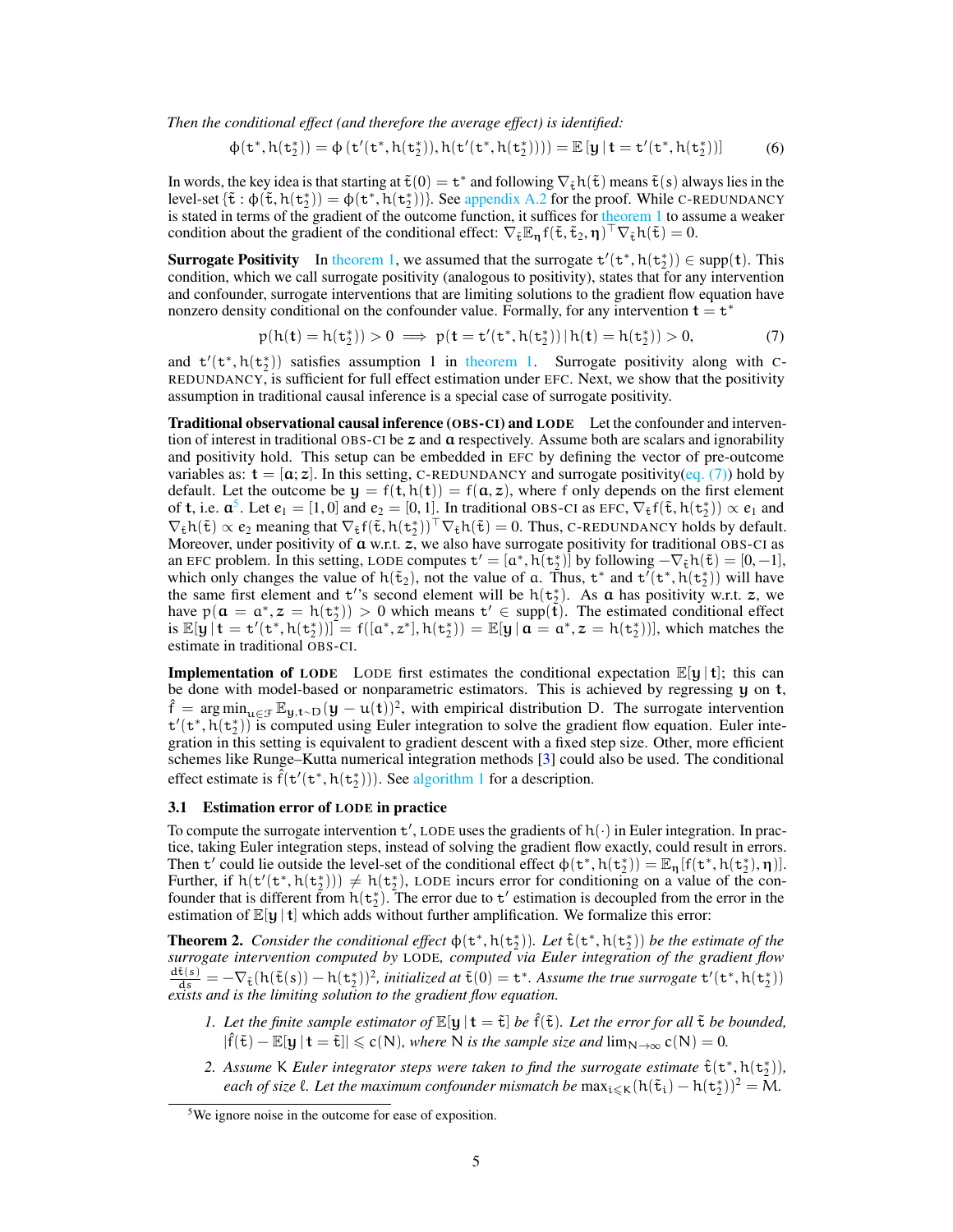*Then the conditional effect (and therefore the average effect) is identified:*

$$\phi(\mathbf{t}^*, h(\mathbf{t}_2^*)) = \phi\left(\mathbf{t}'(\mathbf{t}^*, h(\mathbf{t}_2^*)), h(\mathbf{t}'(\mathbf{t}^*, h(\mathbf{t}_2^*)))\right) = \mathbb{E}\left[\mathbf{y} \,|\, \mathbf{t} = \mathbf{t}'(\mathbf{t}^*, h(\mathbf{t}_2^*))\right] \tag{6}$$

In words, the key idea is that starting at $\tilde{\mathbf{t}}(0) = \mathbf{t}^*$ and following $\nabla_{\tilde{\mathbf{t}}} h(\tilde{\mathbf{t}})$ means $\tilde{\mathbf{t}}(s)$ always lies in the level-set $\{\tilde{\mathbf{t}} : \phi(\tilde{\mathbf{t}}, h(\mathbf{t}_2^*)) = \phi(\mathbf{t}^*, h(\mathbf{t}_2^*))\}$. See appendix A.2 for the proof. While C-REDUNDANCY is stated in terms of the gradient of the outcome function, it suffices for theorem 1 to assume a weaker condition about the gradient of the conditional effect: $\nabla_{\tilde{\mathbf{t}}} \mathbb{E}_{\boldsymbol{\eta}} f(\tilde{\mathbf{t}}, \tilde{\mathbf{t}}_2, \boldsymbol{\eta})^\top \nabla_{\tilde{\mathbf{t}}} h(\tilde{\mathbf{t}}) = 0$.

**Surrogate Positivity** In theorem 1, we assumed that the surrogate $\mathbf{t}'(\mathbf{t}^*, h(\mathbf{t}_2^*)) \in \text{supp}(\mathbf{t})$. This condition, which we call surrogate positivity (analogous to positivity), states that for any intervention and confounder, surrogate interventions that are limiting solutions to the gradient flow equation have nonzero density conditional on the confounder value. Formally, for any intervention $\mathbf{t} = \mathbf{t}^*$

$$p(h(\mathbf{t}) = h(\mathbf{t}_2^*)) > 0 \implies p(\mathbf{t} = \mathbf{t}'(\mathbf{t}^*, h(\mathbf{t}_2^*)) \,|\, h(\mathbf{t}) = h(\mathbf{t}_2^*)) > 0, \tag{7}$$

and $\mathbf{t}'(\mathbf{t}^*, h(\mathbf{t}_2^*))$ satisfies assumption 1 in theorem 1. Surrogate positivity along with C-REDUNDANCY, is sufficient for full effect estimation under EFC. Next, we show that the positivity assumption in traditional causal inference is a special case of surrogate positivity.

**Traditional observational causal inference (OBS-CI) and LODE** Let the confounder and intervention of interest in traditional OBS-CI be $\mathbf{z}$ and $\mathbf{a}$ respectively. Assume both are scalars and ignorability and positivity hold. This setup can be embedded in EFC by defining the vector of pre-outcome variables as: $\mathbf{t} = [\mathbf{a}; \mathbf{z}]$. In this setting, C-REDUNDANCY and surrogate positivity(eq. (7)) hold by default. Let the outcome be $\mathbf{y} = f(\mathbf{t}, h(\mathbf{t})) = f(\mathbf{a}, \mathbf{z})$, where $f$ only depends on the first element of $\mathbf{t}$, i.e. $\mathbf{a}$[5]. Let $e_1 = [1, 0]$ and $e_2 = [0, 1]$. In traditional OBS-CI as EFC, $\nabla_{\tilde{\mathbf{t}}} f(\tilde{\mathbf{t}}, h(\mathbf{t}_2^*)) \propto e_1$ and $\nabla_{\tilde{\mathbf{t}}} h(\tilde{\mathbf{t}}) \propto e_2$ meaning that $\nabla_{\tilde{\mathbf{t}}} f(\tilde{\mathbf{t}}, h(\mathbf{t}_2^*))^\top \nabla_{\tilde{\mathbf{t}}} h(\tilde{\mathbf{t}}) = 0$. Thus, C-REDUNDANCY holds by default. Moreover, under positivity of $\mathbf{a}$ w.r.t. $\mathbf{z}$, we also have surrogate positivity for traditional OBS-CI as an EFC problem. In this setting, LODE computes $\mathbf{t}' = [\mathbf{a}^*, h(\mathbf{t}_2^*)]$ by following $-\nabla_{\tilde{\mathbf{t}}} h(\tilde{\mathbf{t}}) = [0, -1]$, which only changes the value of $h(\tilde{\mathbf{t}}_2)$, not the value of $\mathbf{a}$. Thus, $\mathbf{t}^*$ and $\mathbf{t}'(\mathbf{t}^*, h(\mathbf{t}_2^*))$ will have the same first element and $\mathbf{t}'$'s second element will be $h(\mathbf{t}_2^*)$. As $\mathbf{a}$ has positivity w.r.t. $\mathbf{z}$, we have $p(\mathbf{a} = \mathbf{a}^*, \mathbf{z} = h(\mathbf{t}_2^*)) > 0$ which means $\mathbf{t}' \in \text{supp}(\mathbf{t})$. The estimated conditional effect is $\mathbb{E}[\mathbf{y} \,|\, \mathbf{t} = \mathbf{t}'(\mathbf{t}^*, h(\mathbf{t}_2^*))] = f([\mathbf{a}^*, \mathbf{z}^*], h(\mathbf{t}_2^*)) = \mathbb{E}[\mathbf{y} \,|\, \mathbf{a} = \mathbf{a}^*, \mathbf{z} = h(\mathbf{t}_2^*)]$, which matches the estimate in traditional OBS-CI.

**Implementation of LODE** LODE first estimates the conditional expectation $\mathbb{E}[\mathbf{y} \,|\, \mathbf{t}]$; this can be done with model-based or nonparametric estimators. This is achieved by regressing $\mathbf{y}$ on $\mathbf{t}$, $\hat{f} = \arg\min_{u \in \mathcal{F}} \mathbb{E}_{\mathbf{y}, \mathbf{t} \sim D} (\mathbf{y} - u(\mathbf{t}))^2$, with empirical distribution D. The surrogate intervention $\mathbf{t}'(\mathbf{t}^*, h(\mathbf{t}_2^*))$ is computed using Euler integration to solve the gradient flow equation. Euler integration in this setting is equivalent to gradient descent with a fixed step size. Other, more efficient schemes like Runge–Kutta numerical integration methods [3] could also be used. The conditional effect estimate is $\hat{f}(\mathbf{t}'(\mathbf{t}^*, h(\mathbf{t}_2^*)))$. See algorithm 1 for a description.

### 3.1 Estimation error of LODE in practice

To compute the surrogate intervention $\mathbf{t}'$, LODE uses the gradients of $h(\cdot)$ in Euler integration. In practice, taking Euler integration steps, instead of solving the gradient flow exactly, could result in errors. Then $\mathbf{t}'$ could lie outside the level-set of the conditional effect $\phi(\mathbf{t}^*, h(\mathbf{t}_2^*)) = \mathbb{E}_{\boldsymbol{\eta}}[f(\mathbf{t}^*, h(\mathbf{t}_2^*), \boldsymbol{\eta})]$. Further, if $h(\mathbf{t}'(\mathbf{t}^*, h(\mathbf{t}_2^*))) \neq h(\mathbf{t}_2^*)$, LODE incurs error for conditioning on a value of the confounder that is different from $h(\mathbf{t}_2^*)$. The error due to $\mathbf{t}'$ estimation is decoupled from the error in the estimation of $\mathbb{E}[\mathbf{y} \,|\, \mathbf{t}]$ which adds without further amplification. We formalize this error:

**Theorem 2.** *Consider the conditional effect $\phi(\mathbf{t}^*, h(\mathbf{t}_2^*))$. Let $\hat{\mathbf{t}}(\mathbf{t}^*, h(\mathbf{t}_2^*))$ be the estimate of the surrogate intervention computed by LODE, computed via Euler integration of the gradient flow $\frac{d\tilde{\mathbf{t}}(s)}{ds} = -\nabla_{\tilde{\mathbf{t}}}(h(\tilde{\mathbf{t}}(s)) - h(\mathbf{t}_2^*))^2$, initialized at $\tilde{\mathbf{t}}(0) = \mathbf{t}^*$. Assume the true surrogate $\mathbf{t}'(\mathbf{t}^*, h(\mathbf{t}_2^*))$ exists and is the limiting solution to the gradient flow equation.*

1. *Let the finite sample estimator of $\mathbb{E}[\mathbf{y} \,|\, \mathbf{t} = \tilde{\mathbf{t}}]$ be $\hat{f}(\tilde{\mathbf{t}})$. Let the error for all $\tilde{\mathbf{t}}$ be bounded, $|\hat{f}(\tilde{\mathbf{t}}) - \mathbb{E}[\mathbf{y} \,|\, \mathbf{t} = \tilde{\mathbf{t}}]| \leqslant c(N)$, where $N$ is the sample size and $\lim_{N \to \infty} c(N) = 0$.*
2. *Assume $K$ Euler integrator steps were taken to find the surrogate estimate $\hat{\mathbf{t}}(\mathbf{t}^*, h(\mathbf{t}_2^*))$, each of size $\ell$. Let the maximum confounder mismatch be $\max_{i \leqslant K}(h(\tilde{\mathbf{t}}_i) - h(\mathbf{t}_2^*))^2 = M$.*

[5] We ignore noise in the outcome for ease of exposition.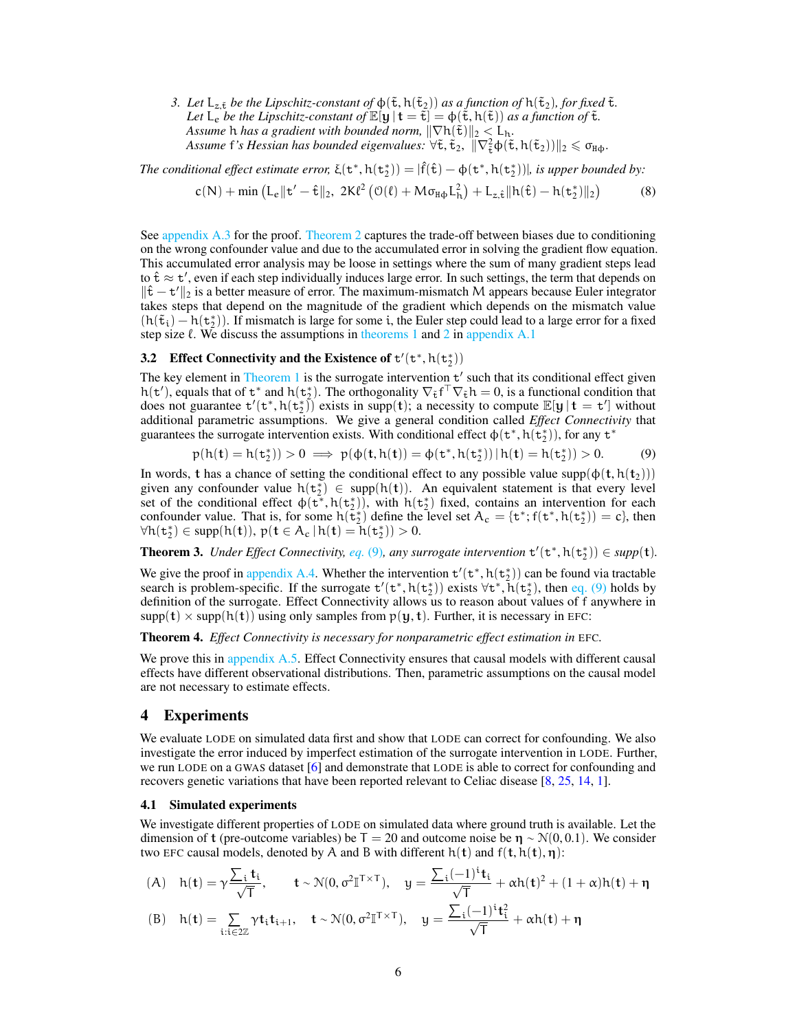3. *Let $L_{z,\tilde{t}}$ be the Lipschitz-constant of $\phi(\tilde{t}, h(\tilde{t}_2))$ as a function of $h(\tilde{t}_2)$, for fixed $\tilde{t}$.*
   *Let $L_e$ be the Lipschitz-constant of $\mathbb{E}[y \mid t = \tilde{t}] = \phi(\tilde{t}, h(\tilde{t}))$ as a function of $\tilde{t}$.*
   *Assume $h$ has a gradient with bounded norm, $\|\nabla h(\tilde{t})\|_2 < L_h$.*
   *Assume $f$'s Hessian has bounded eigenvalues: $\forall \tilde{t}, \tilde{t}_2$, $\|\nabla^2_{\tilde{t}} \phi(\tilde{t}, h(\tilde{t}_2))\|_2 \leq \sigma_{H\phi}$.*

*The conditional effect estimate error, $\xi(t^*, h(t^*_2)) = |\hat{f}(\hat{t}) - \phi(t^*, h(t^*_2))|$, is upper bounded by:*

$$c(N) + \min\left(L_e\|t' - \hat{t}\|_2,\ 2K\ell^2\left(\mathcal{O}(\ell) + M\sigma_{H\phi}L_h^2\right) + L_{z,\hat{t}}\|h(\hat{t}) - h(t^*_2)\|_2\right) \tag{8}$$

See appendix A.3 for the proof. Theorem 2 captures the trade-off between biases due to conditioning on the wrong confounder value and due to the accumulated error in solving the gradient flow equation. This accumulated error analysis may be loose in settings where the sum of many gradient steps lead to $\hat{t} \approx t'$, even if each step individually induces large error. In such settings, the term that depends on $\|\hat{t} - t'\|_2$ is a better measure of error. The maximum-mismatch $M$ appears because Euler integrator takes steps that depend on the magnitude of the gradient which depends on the mismatch value $(h(\tilde{t}_i) - h(t^*_2))$. If mismatch is large for some $i$, the Euler step could lead to a large error for a fixed step size $\ell$. We discuss the assumptions in theorems 1 and 2 in appendix A.1

### 3.2 Effect Connectivity and the Existence of $t'(t^*, h(t^*_2))$

The key element in Theorem 1 is the surrogate intervention $t'$ such that its conditional effect given $h(t')$, equals that of $t^*$ and $h(t^*_2)$. The orthogonality $\nabla_{\tilde{t}} f^\top \nabla_{\tilde{t}} h = 0$, is a functional condition that does not guarantee $t'(t^*, h(t^*_2))$ exists in supp($\mathbf{t}$); a necessity to compute $\mathbb{E}[y \mid \mathbf{t} = t']$ without additional parametric assumptions. We give a general condition called *Effect Connectivity* that guarantees the surrogate intervention exists. With conditional effect $\phi(t^*, h(t^*_2))$, for any $t^*$

$$p(h(\mathbf{t}) = h(t^*_2)) > 0 \implies p(\phi(\mathbf{t}, h(\mathbf{t})) = \phi(t^*, h(t^*_2)) \mid h(\mathbf{t}) = h(t^*_2)) > 0. \tag{9}$$

In words, $\mathbf{t}$ has a chance of setting the conditional effect to any possible value supp($\phi(\mathbf{t}, h(\mathbf{t}_2))$) given any confounder value $h(t^*_2) \in$ supp($h(\mathbf{t})$). An equivalent statement is that every level set of the conditional effect $\phi(t^*, h(t^*_2))$, with $h(t^*_2)$ fixed, contains an intervention for each confounder value. That is, for some $h(t^*_2)$ define the level set $A_c = \{t^*; f(t^*, h(t^*_2)) = c\}$, then $\forall h(t^*_2) \in$ supp($h(\mathbf{t})$), $p(\mathbf{t} \in A_c \mid h(\mathbf{t}) = h(t^*_2)) > 0$.

**Theorem 3.** *Under Effect Connectivity, eq. (9), any surrogate intervention $t'(t^*, h(t^*_2)) \in$ supp($\mathbf{t}$).*

We give the proof in appendix A.4. Whether the intervention $t'(t^*, h(t^*_2))$ can be found via tractable search is problem-specific. If the surrogate $t'(t^*, h(t^*_2))$ exists $\forall t^*, h(t^*_2)$, then eq. (9) holds by definition of the surrogate. Effect Connectivity allows us to reason about values of $f$ anywhere in supp($\mathbf{t}$) $\times$ supp($h(\mathbf{t})$) using only samples from $p(y, \mathbf{t})$. Further, it is necessary in EFC:

**Theorem 4.** *Effect Connectivity is necessary for nonparametric effect estimation in* EFC.

We prove this in appendix A.5. Effect Connectivity ensures that causal models with different causal effects have different observational distributions. Then, parametric assumptions on the causal model are not necessary to estimate effects.

## 4 Experiments

We evaluate LODE on simulated data first and show that LODE can correct for confounding. We also investigate the error induced by imperfect estimation of the surrogate intervention in LODE. Further, we run LODE on a GWAS dataset [6] and demonstrate that LODE is able to correct for confounding and recovers genetic variations that have been reported relevant to Celiac disease [8, 25, 14, 1].

### 4.1 Simulated experiments

We investigate different properties of LODE on simulated data where ground truth is available. Let the dimension of $\mathbf{t}$ (pre-outcome variables) be $T = 20$ and outcome noise be $\boldsymbol{\eta} \sim \mathcal{N}(0, 0.1)$. We consider two EFC causal models, denoted by A and B with different $h(\mathbf{t})$ and $f(\mathbf{t}, h(\mathbf{t}), \boldsymbol{\eta})$:

$$\text{(A)} \quad h(\mathbf{t}) = \gamma \frac{\sum_i \mathbf{t}_i}{\sqrt{T}}, \qquad \mathbf{t} \sim \mathcal{N}(0, \sigma^2 \mathbb{I}^{T \times T}), \quad y = \frac{\sum_i (-1)^i \mathbf{t}_i}{\sqrt{T}} + \alpha h(\mathbf{t})^2 + (1 + \alpha) h(\mathbf{t}) + \boldsymbol{\eta}$$

$$\text{(B)} \quad h(\mathbf{t}) = \sum_{i: i \in 2\mathbb{Z}} \gamma \mathbf{t}_i \mathbf{t}_{i+1}, \quad \mathbf{t} \sim \mathcal{N}(0, \sigma^2 \mathbb{I}^{T \times T}), \quad y = \frac{\sum_i (-1)^i \mathbf{t}_i^2}{\sqrt{T}} + \alpha h(\mathbf{t}) + \boldsymbol{\eta}$$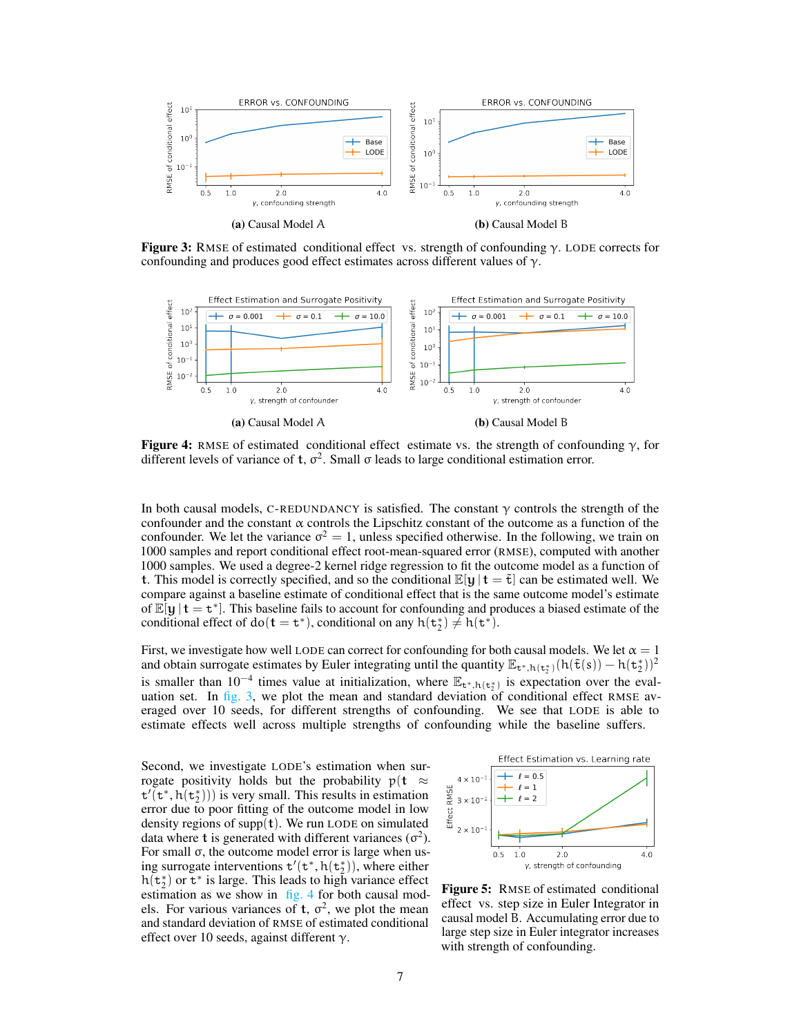**(a)** Causal Model A

**(b)** Causal Model B

**Figure 3:** RMSE of estimated conditional effect vs. strength of confounding $\gamma$. LODE corrects for confounding and produces good effect estimates across different values of $\gamma$.

**(a)** Causal Model A

**(b)** Causal Model B

**Figure 4:** RMSE of estimated conditional effect estimate vs. the strength of confounding $\gamma$, for different levels of variance of $\mathbf{t}$, $\sigma^2$. Small $\sigma$ leads to large conditional estimation error.

In both causal models, C-REDUNDANCY is satisfied. The constant $\gamma$ controls the strength of the confounder and the constant $\alpha$ controls the Lipschitz constant of the outcome as a function of the confounder. We let the variance $\sigma^2 = 1$, unless specified otherwise. In the following, we train on 1000 samples and report conditional effect root-mean-squared error (RMSE), computed with another 1000 samples. We used a degree-2 kernel ridge regression to fit the outcome model as a function of $\mathbf{t}$. This model is correctly specified, and so the conditional $\mathbb{E}[\mathbf{y} \mid \mathbf{t} = \tilde{\mathbf{t}}]$ can be estimated well. We compare against a baseline estimate of conditional effect that is the same outcome model's estimate of $\mathbb{E}[\mathbf{y} \mid \mathbf{t} = \mathbf{t}^*]$. This baseline fails to account for confounding and produces a biased estimate of the conditional effect of $\text{do}(\mathbf{t} = \mathbf{t}^*)$, conditional on any $h(\mathbf{t}_2^*) \neq h(\mathbf{t}^*)$.

First, we investigate how well LODE can correct for confounding for both causal models. We let $\alpha = 1$ and obtain surrogate estimates by Euler integrating until the quantity $\mathbb{E}_{\mathbf{t}^*, h(\mathbf{t}_2^*)}(h(\tilde{\mathbf{t}}(s)) - h(\mathbf{t}_2^*))^2$ is smaller than $10^{-4}$ times value at initialization, where $\mathbb{E}_{\mathbf{t}^*, h(\mathbf{t}_2^*)}$ is expectation over the evaluation set. In fig. 3, we plot the mean and standard deviation of conditional effect RMSE averaged over 10 seeds, for different strengths of confounding. We see that LODE is able to estimate effects well across multiple strengths of confounding while the baseline suffers.

Second, we investigate LODE's estimation when surrogate positivity holds but the probability $p(\mathbf{t} \approx \mathbf{t}'(\mathbf{t}^*, h(\mathbf{t}_2^*)))$ is very small. This results in estimation error due to poor fitting of the outcome model in low density regions of $\text{supp}(\mathbf{t})$. We run LODE on simulated data where $\mathbf{t}$ is generated with different variances ($\sigma^2$). For small $\sigma$, the outcome model error is large when using surrogate interventions $\mathbf{t}'(\mathbf{t}^*, h(\mathbf{t}_2^*))$, where either $h(\mathbf{t}_2^*)$ or $\mathbf{t}^*$ is large. This leads to high variance effect estimation as we show in fig. 4 for both causal models. For various variances of $\mathbf{t}$, $\sigma^2$, we plot the mean and standard deviation of RMSE of estimated conditional effect over 10 seeds, against different $\gamma$.

**Figure 5:** RMSE of estimated conditional effect vs. step size in Euler Integrator in causal model B. Accumulating error due to large step size in Euler integrator increases with strength of confounding.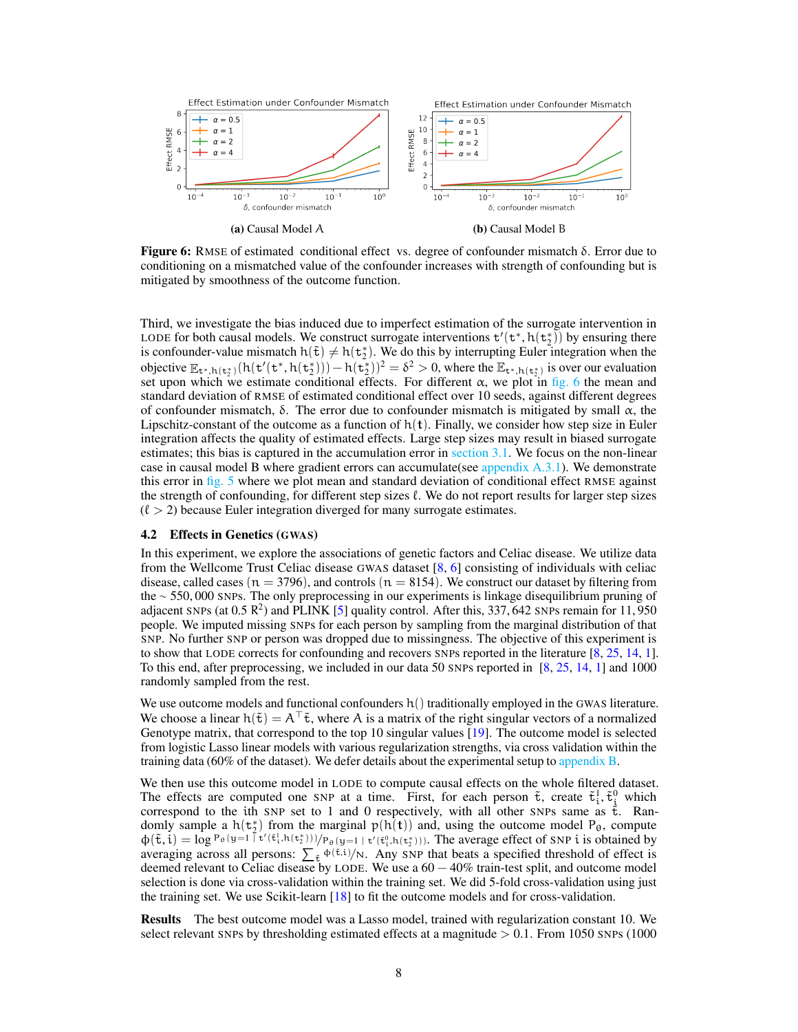**(a)** Causal Model A

**(b)** Causal Model B

**Figure 6:** RMSE of estimated conditional effect vs. degree of confounder mismatch $\delta$. Error due to conditioning on a mismatched value of the confounder increases with strength of confounding but is mitigated by smoothness of the outcome function.

Third, we investigate the bias induced due to imperfect estimation of the surrogate intervention in LODE for both causal models. We construct surrogate interventions $t'(t^*, h(t_2^*))$ by ensuring there is confounder-value mismatch $h(\tilde{t}) \neq h(t_2^*)$. We do this by interrupting Euler integration when the objective $\mathbb{E}_{t^*, h(t_2^*)}(h(t'(t^*, h(t_2^*))) - h(t_2^*))^2 = \delta^2 > 0$, where the $\mathbb{E}_{t^*, h(t_2^*)}$ is over our evaluation set upon which we estimate conditional effects. For different $\alpha$, we plot in fig. 6 the mean and standard deviation of RMSE of estimated conditional effect over 10 seeds, against different degrees of confounder mismatch, $\delta$. The error due to confounder mismatch is mitigated by small $\alpha$, the Lipschitz-constant of the outcome as a function of $h(\mathbf{t})$. Finally, we consider how step size in Euler integration affects the quality of estimated effects. Large step sizes may result in biased surrogate estimates; this bias is captured in the accumulation error in section 3.1. We focus on the non-linear case in causal model B where gradient errors can accumulate(see appendix A.3.1). We demonstrate this error in fig. 5 where we plot mean and standard deviation of conditional effect RMSE against the strength of confounding, for different step sizes $\ell$. We do not report results for larger step sizes ($\ell > 2$) because Euler integration diverged for many surrogate estimates.

### 4.2 Effects in Genetics (GWAS)

In this experiment, we explore the associations of genetic factors and Celiac disease. We utilize data from the Wellcome Trust Celiac disease GWAS dataset [8, 6] consisting of individuals with celiac disease, called cases ($n = 3796$), and controls ($n = 8154$). We construct our dataset by filtering from the $\sim 550,000$ SNPs. The only preprocessing in our experiments is linkage disequilibrium pruning of adjacent SNPs (at 0.5 $R^2$) and PLINK [5] quality control. After this, 337,642 SNPs remain for 11,950 people. We imputed missing SNPs for each person by sampling from the marginal distribution of that SNP. No further SNP or person was dropped due to missingness. The objective of this experiment is to show that LODE corrects for confounding and recovers SNPs reported in the literature [8, 25, 14, 1]. To this end, after preprocessing, we included in our data 50 SNPs reported in [8, 25, 14, 1] and 1000 randomly sampled from the rest.

We use outcome models and functional confounders $h()$ traditionally employed in the GWAS literature. We choose a linear $h(\tilde{t}) = A^\top \tilde{t}$, where $A$ is a matrix of the right singular vectors of a normalized Genotype matrix, that correspond to the top 10 singular values [19]. The outcome model is selected from logistic Lasso linear models with various regularization strengths, via cross validation within the training data (60% of the dataset). We defer details about the experimental setup to appendix B.

We then use this outcome model in LODE to compute causal effects on the whole filtered dataset. The effects are computed one SNP at a time. First, for each person $\tilde{t}$, create $\tilde{t}_i^1, \tilde{t}_i^0$ which correspond to the $i$th SNP set to 1 and 0 respectively, with all other SNPs same as $\tilde{t}$. Randomly sample a $h(t_2^*)$ from the marginal $p(h(\mathbf{t}))$ and, using the outcome model $P_\theta$, compute $\phi(\tilde{t}, i) = \log {}^{P_\theta(y=1 \mid t'(\tilde{t}_i^1, h(t_2^*)))}/{}_{P_\theta(y=1 \mid t'(\tilde{t}_i^0, h(t_2^*)))}$. The average effect of SNP $i$ is obtained by averaging across all persons: $\sum_{\tilde{t}} \phi(\tilde{t}, i)/N$. Any SNP that beats a specified threshold of effect is deemed relevant to Celiac disease by LODE. We use a $60 - 40\%$ train-test split, and outcome model selection is done via cross-validation within the training set. We did 5-fold cross-validation using just the training set. We use Scikit-learn [18] to fit the outcome models and for cross-validation.

**Results** The best outcome model was a Lasso model, trained with regularization constant 10. We select relevant SNPs by thresholding estimated effects at a magnitude $> 0.1$. From 1050 SNPs (1000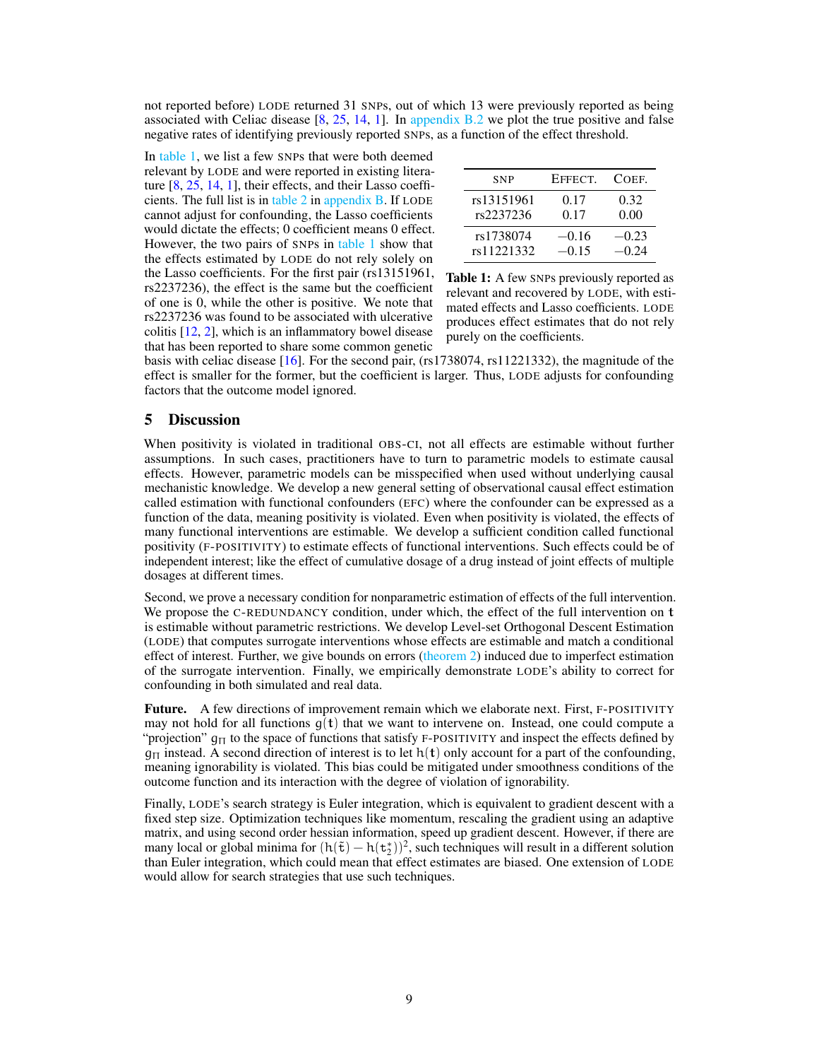not reported before) LODE returned 31 SNPs, out of which 13 were previously reported as being associated with Celiac disease [8, 25, 14, 1]. In appendix B.2 we plot the true positive and false negative rates of identifying previously reported SNPs, as a function of the effect threshold.

In table 1, we list a few SNPs that were both deemed relevant by LODE and were reported in existing literature [8, 25, 14, 1], their effects, and their Lasso coefficients. The full list is in table 2 in appendix B. If LODE cannot adjust for confounding, the Lasso coefficients would dictate the effects; 0 coefficient means 0 effect. However, the two pairs of SNPs in table 1 show that the effects estimated by LODE do not rely solely on the Lasso coefficients. For the first pair (rs13151961, rs2237236), the effect is the same but the coefficient of one is 0, while the other is positive. We note that rs2237236 was found to be associated with ulcerative colitis [12, 2], which is an inflammatory bowel disease that has been reported to share some common genetic basis with celiac disease [16]. For the second pair, (rs1738074, rs11221332), the magnitude of the effect is smaller for the former, but the coefficient is larger. Thus, LODE adjusts for confounding factors that the outcome model ignored.

| SNP | EFFECT. | COEF. |
|---|---|---|
| rs13151961 | 0.17 | 0.32 |
| rs2237236 | 0.17 | 0.00 |
| rs1738074 | −0.16 | −0.23 |
| rs11221332 | −0.15 | −0.24 |

**Table 1:** A few SNPs previously reported as relevant and recovered by LODE, with estimated effects and Lasso coefficients. LODE produces effect estimates that do not rely purely on the coefficients.

## 5 Discussion

When positivity is violated in traditional OBS-CI, not all effects are estimable without further assumptions. In such cases, practitioners have to turn to parametric models to estimate causal effects. However, parametric models can be misspecified when used without underlying causal mechanistic knowledge. We develop a new general setting of observational causal effect estimation called estimation with functional confounders (EFC) where the confounder can be expressed as a function of the data, meaning positivity is violated. Even when positivity is violated, the effects of many functional interventions are estimable. We develop a sufficient condition called functional positivity (F-POSITIVITY) to estimate effects of functional interventions. Such effects could be of independent interest; like the effect of cumulative dosage of a drug instead of joint effects of multiple dosages at different times.

Second, we prove a necessary condition for nonparametric estimation of effects of the full intervention. We propose the C-REDUNDANCY condition, under which, the effect of the full intervention on $\mathbf{t}$ is estimable without parametric restrictions. We develop Level-set Orthogonal Descent Estimation (LODE) that computes surrogate interventions whose effects are estimable and match a conditional effect of interest. Further, we give bounds on errors (theorem 2) induced due to imperfect estimation of the surrogate intervention. Finally, we empirically demonstrate LODE's ability to correct for confounding in both simulated and real data.

**Future.** A few directions of improvement remain which we elaborate next. First, F-POSITIVITY may not hold for all functions $g(\mathbf{t})$ that we want to intervene on. Instead, one could compute a "projection" $g_\Pi$ to the space of functions that satisfy F-POSITIVITY and inspect the effects defined by $g_\Pi$ instead. A second direction of interest is to let $h(\mathbf{t})$ only account for a part of the confounding, meaning ignorability is violated. This bias could be mitigated under smoothness conditions of the outcome function and its interaction with the degree of violation of ignorability.

Finally, LODE's search strategy is Euler integration, which is equivalent to gradient descent with a fixed step size. Optimization techniques like momentum, rescaling the gradient using an adaptive matrix, and using second order hessian information, speed up gradient descent. However, if there are many local or global minima for $(h(\tilde{\mathbf{t}}) - h(\mathbf{t}_2^*))^2$, such techniques will result in a different solution than Euler integration, which could mean that effect estimates are biased. One extension of LODE would allow for search strategies that use such techniques.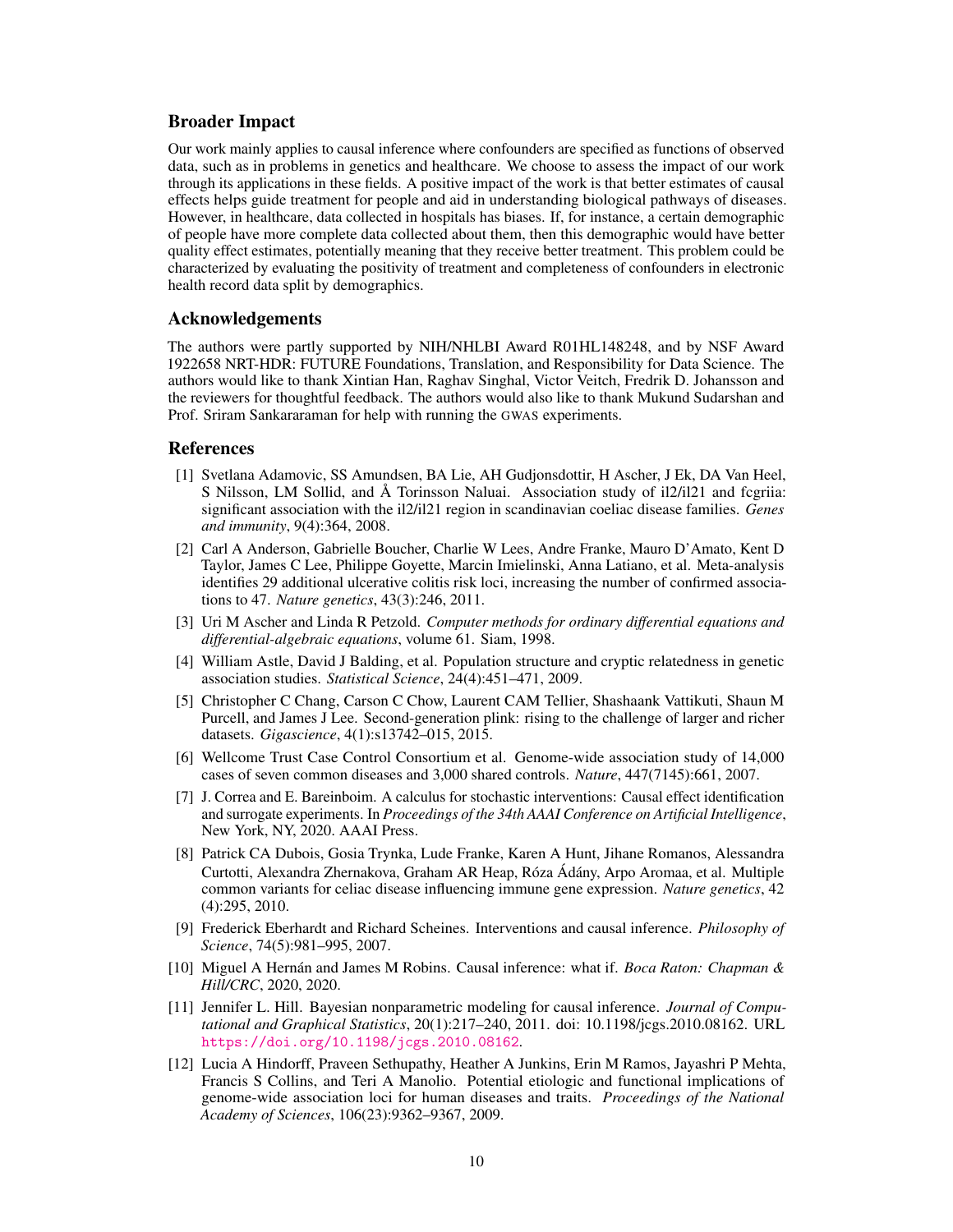## Broader Impact

Our work mainly applies to causal inference where confounders are specified as functions of observed data, such as in problems in genetics and healthcare. We choose to assess the impact of our work through its applications in these fields. A positive impact of the work is that better estimates of causal effects helps guide treatment for people and aid in understanding biological pathways of diseases. However, in healthcare, data collected in hospitals has biases. If, for instance, a certain demographic of people have more complete data collected about them, then this demographic would have better quality effect estimates, potentially meaning that they receive better treatment. This problem could be characterized by evaluating the positivity of treatment and completeness of confounders in electronic health record data split by demographics.

## Acknowledgements

The authors were partly supported by NIH/NHLBI Award R01HL148248, and by NSF Award 1922658 NRT-HDR: FUTURE Foundations, Translation, and Responsibility for Data Science. The authors would like to thank Xintian Han, Raghav Singhal, Victor Veitch, Fredrik D. Johansson and the reviewers for thoughtful feedback. The authors would also like to thank Mukund Sudarshan and Prof. Sriram Sankararaman for help with running the GWAS experiments.

## References

[1] Svetlana Adamovic, SS Amundsen, BA Lie, AH Gudjonsdottir, H Ascher, J Ek, DA Van Heel, S Nilsson, LM Sollid, and Å Torinsson Naluai. Association study of il2/il21 and fcgriia: significant association with the il2/il21 region in scandinavian coeliac disease families. *Genes and immunity*, 9(4):364, 2008.

[2] Carl A Anderson, Gabrielle Boucher, Charlie W Lees, Andre Franke, Mauro D'Amato, Kent D Taylor, James C Lee, Philippe Goyette, Marcin Imielinski, Anna Latiano, et al. Meta-analysis identifies 29 additional ulcerative colitis risk loci, increasing the number of confirmed associations to 47. *Nature genetics*, 43(3):246, 2011.

[3] Uri M Ascher and Linda R Petzold. *Computer methods for ordinary differential equations and differential-algebraic equations*, volume 61. Siam, 1998.

[4] William Astle, David J Balding, et al. Population structure and cryptic relatedness in genetic association studies. *Statistical Science*, 24(4):451–471, 2009.

[5] Christopher C Chang, Carson C Chow, Laurent CAM Tellier, Shashaank Vattikuti, Shaun M Purcell, and James J Lee. Second-generation plink: rising to the challenge of larger and richer datasets. *Gigascience*, 4(1):s13742–015, 2015.

[6] Wellcome Trust Case Control Consortium et al. Genome-wide association study of 14,000 cases of seven common diseases and 3,000 shared controls. *Nature*, 447(7145):661, 2007.

[7] J. Correa and E. Bareinboim. A calculus for stochastic interventions: Causal effect identification and surrogate experiments. In *Proceedings of the 34th AAAI Conference on Artificial Intelligence*, New York, NY, 2020. AAAI Press.

[8] Patrick CA Dubois, Gosia Trynka, Lude Franke, Karen A Hunt, Jihane Romanos, Alessandra Curtotti, Alexandra Zhernakova, Graham AR Heap, Róza Ádány, Arpo Aromaa, et al. Multiple common variants for celiac disease influencing immune gene expression. *Nature genetics*, 42 (4):295, 2010.

[9] Frederick Eberhardt and Richard Scheines. Interventions and causal inference. *Philosophy of Science*, 74(5):981–995, 2007.

[10] Miguel A Hernán and James M Robins. Causal inference: what if. *Boca Raton: Chapman & Hill/CRC*, 2020, 2020.

[11] Jennifer L. Hill. Bayesian nonparametric modeling for causal inference. *Journal of Computational and Graphical Statistics*, 20(1):217–240, 2011. doi: 10.1198/jcgs.2010.08162. URL https://doi.org/10.1198/jcgs.2010.08162.

[12] Lucia A Hindorff, Praveen Sethupathy, Heather A Junkins, Erin M Ramos, Jayashri P Mehta, Francis S Collins, and Teri A Manolio. Potential etiologic and functional implications of genome-wide association loci for human diseases and traits. *Proceedings of the National Academy of Sciences*, 106(23):9362–9367, 2009.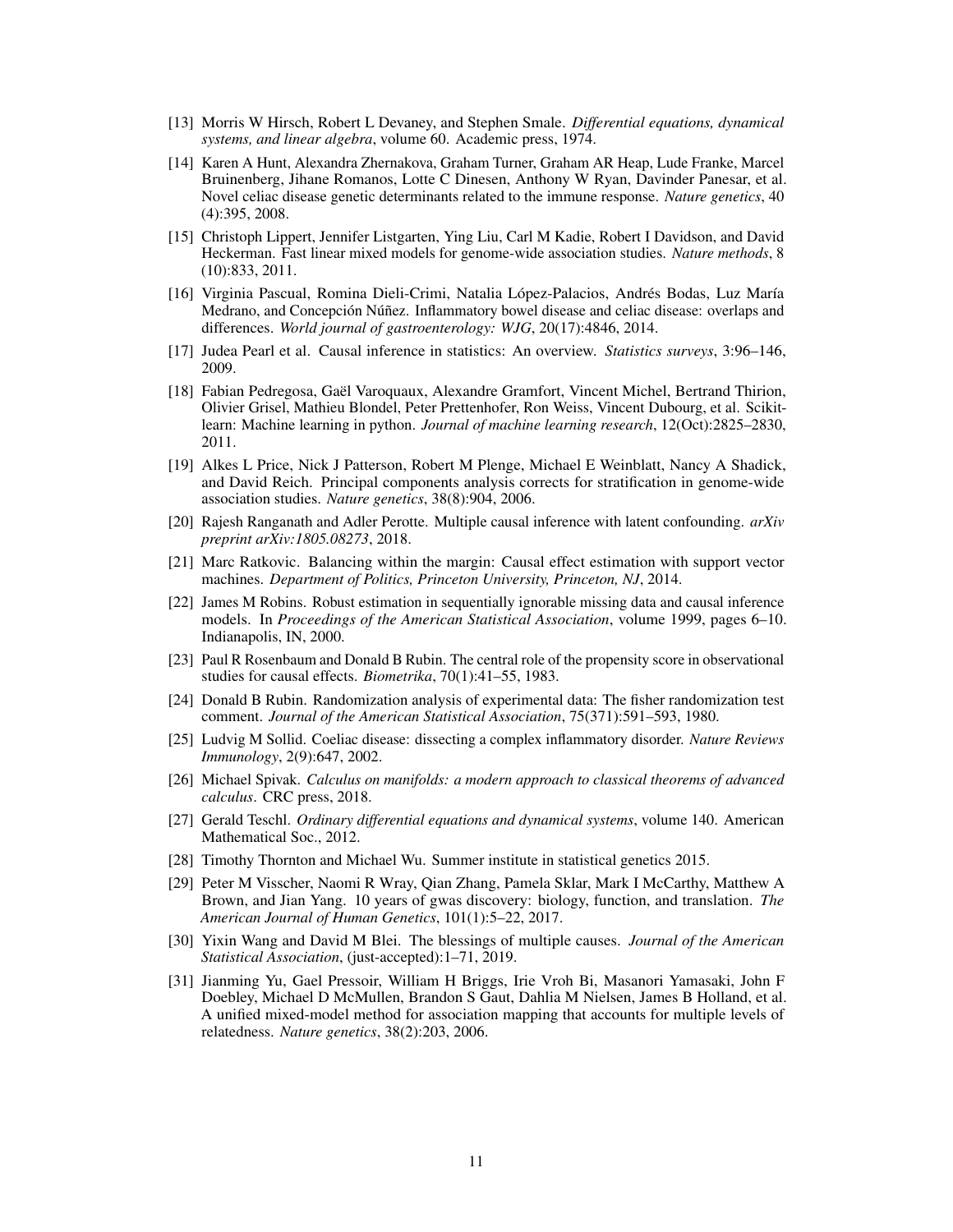[13] Morris W Hirsch, Robert L Devaney, and Stephen Smale. *Differential equations, dynamical systems, and linear algebra*, volume 60. Academic press, 1974.

[14] Karen A Hunt, Alexandra Zhernakova, Graham Turner, Graham AR Heap, Lude Franke, Marcel Bruinenberg, Jihane Romanos, Lotte C Dinesen, Anthony W Ryan, Davinder Panesar, et al. Novel celiac disease genetic determinants related to the immune response. *Nature genetics*, 40 (4):395, 2008.

[15] Christoph Lippert, Jennifer Listgarten, Ying Liu, Carl M Kadie, Robert I Davidson, and David Heckerman. Fast linear mixed models for genome-wide association studies. *Nature methods*, 8 (10):833, 2011.

[16] Virginia Pascual, Romina Dieli-Crimi, Natalia López-Palacios, Andrés Bodas, Luz María Medrano, and Concepción Núñez. Inflammatory bowel disease and celiac disease: overlaps and differences. *World journal of gastroenterology: WJG*, 20(17):4846, 2014.

[17] Judea Pearl et al. Causal inference in statistics: An overview. *Statistics surveys*, 3:96–146, 2009.

[18] Fabian Pedregosa, Gaël Varoquaux, Alexandre Gramfort, Vincent Michel, Bertrand Thirion, Olivier Grisel, Mathieu Blondel, Peter Prettenhofer, Ron Weiss, Vincent Dubourg, et al. Scikit-learn: Machine learning in python. *Journal of machine learning research*, 12(Oct):2825–2830, 2011.

[19] Alkes L Price, Nick J Patterson, Robert M Plenge, Michael E Weinblatt, Nancy A Shadick, and David Reich. Principal components analysis corrects for stratification in genome-wide association studies. *Nature genetics*, 38(8):904, 2006.

[20] Rajesh Ranganath and Adler Perotte. Multiple causal inference with latent confounding. *arXiv preprint arXiv:1805.08273*, 2018.

[21] Marc Ratkovic. Balancing within the margin: Causal effect estimation with support vector machines. *Department of Politics, Princeton University, Princeton, NJ*, 2014.

[22] James M Robins. Robust estimation in sequentially ignorable missing data and causal inference models. In *Proceedings of the American Statistical Association*, volume 1999, pages 6–10. Indianapolis, IN, 2000.

[23] Paul R Rosenbaum and Donald B Rubin. The central role of the propensity score in observational studies for causal effects. *Biometrika*, 70(1):41–55, 1983.

[24] Donald B Rubin. Randomization analysis of experimental data: The fisher randomization test comment. *Journal of the American Statistical Association*, 75(371):591–593, 1980.

[25] Ludvig M Sollid. Coeliac disease: dissecting a complex inflammatory disorder. *Nature Reviews Immunology*, 2(9):647, 2002.

[26] Michael Spivak. *Calculus on manifolds: a modern approach to classical theorems of advanced calculus*. CRC press, 2018.

[27] Gerald Teschl. *Ordinary differential equations and dynamical systems*, volume 140. American Mathematical Soc., 2012.

[28] Timothy Thornton and Michael Wu. Summer institute in statistical genetics 2015.

[29] Peter M Visscher, Naomi R Wray, Qian Zhang, Pamela Sklar, Mark I McCarthy, Matthew A Brown, and Jian Yang. 10 years of gwas discovery: biology, function, and translation. *The American Journal of Human Genetics*, 101(1):5–22, 2017.

[30] Yixin Wang and David M Blei. The blessings of multiple causes. *Journal of the American Statistical Association*, (just-accepted):1–71, 2019.

[31] Jianming Yu, Gael Pressoir, William H Briggs, Irie Vroh Bi, Masanori Yamasaki, John F Doebley, Michael D McMullen, Brandon S Gaut, Dahlia M Nielsen, James B Holland, et al. A unified mixed-model method for association mapping that accounts for multiple levels of relatedness. *Nature genetics*, 38(2):203, 2006.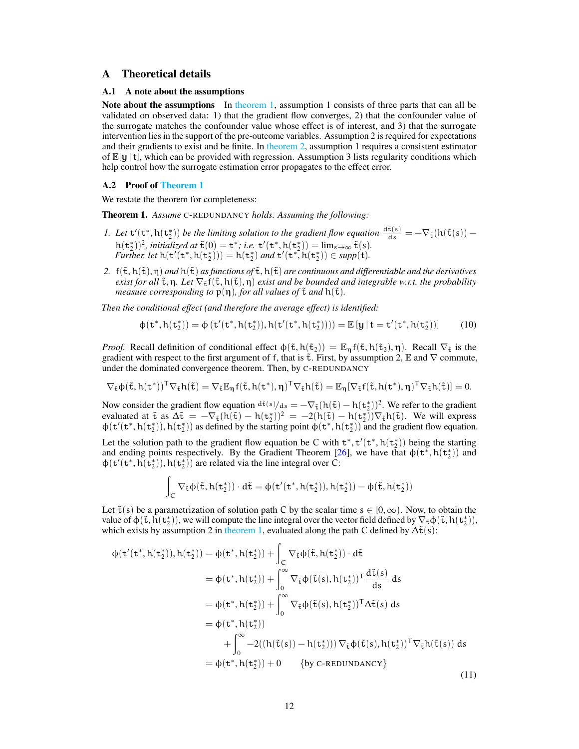# A Theoretical details

## A.1 A note about the assumptions

**Note about the assumptions** In theorem 1, assumption 1 consists of three parts that can all be validated on observed data: 1) that the gradient flow converges, 2) that the confounder value of the surrogate matches the confounder value whose effect is of interest, and 3) that the surrogate intervention lies in the support of the pre-outcome variables. Assumption 2 is required for expectations and their gradients to exist and be finite. In theorem 2, assumption 1 requires a consistent estimator of $\mathbb{E}[\mathbf{y} \mid \mathbf{t}]$, which can be provided with regression. Assumption 3 lists regularity conditions which help control how the surrogate estimation error propagates to the effect error.

## A.2 Proof of Theorem 1

We restate the theorem for completeness:

**Theorem 1.** *Assume* C-REDUNDANCY *holds. Assuming the following:*

1. *Let* $t'(t^*, h(t_2^*))$ *be the limiting solution to the gradient flow equation* $\frac{d\tilde{t}(s)}{ds} = -\nabla_{\tilde{t}}(h(\tilde{t}(s)) - h(t_2^*))^2$*, initialized at* $\tilde{t}(0) = t^*$*; i.e.* $t'(t^*, h(t_2^*)) = \lim_{s\to\infty} \tilde{t}(s)$.
   *Further, let* $h(t'(t^*, h(t_2^*))) = h(t_2^*)$ *and* $t'(t^*, h(t_2^*)) \in supp(\mathbf{t})$.
2. $f(\tilde{t}, h(\tilde{t}), \eta)$ *and* $h(\tilde{t})$ *as functions of* $\tilde{t}, h(\tilde{t})$ *are continuous and differentiable and the derivatives exist for all* $\tilde{t}, \eta$*. Let* $\nabla_{\tilde{t}} f(\tilde{t}, h(\tilde{t}), \eta)$ *exist and be bounded and integrable w.r.t. the probability measure corresponding to* $p(\boldsymbol{\eta})$*, for all values of* $\tilde{t}$ *and* $h(\tilde{t})$.

*Then the conditional effect (and therefore the average effect) is identified:*

$$\phi(t^*, h(t_2^*)) = \phi\left(t'(t^*, h(t_2^*)), h(t'(t^*, h(t_2^*)))\right) = \mathbb{E}\left[\mathbf{y} \mid \mathbf{t} = t'(t^*, h(t_2^*))\right] \tag{10}$$

*Proof.* Recall definition of conditional effect $\phi(\tilde{t}, h(\tilde{t}_2)) = \mathbb{E}_{\boldsymbol{\eta}} f(\tilde{t}, h(\tilde{t}_2), \boldsymbol{\eta})$. Recall $\nabla_{\tilde{t}}$ is the gradient with respect to the first argument of f, that is $\tilde{t}$. First, by assumption 2, $\mathbb{E}$ and $\nabla$ commute, under the dominated convergence theorem. Then, by C-REDUNDANCY

$$\nabla_{\tilde{t}} \phi(\tilde{t}, h(t^*))^\top \nabla_{\tilde{t}} h(\tilde{t}) = \nabla_{\tilde{t}} \mathbb{E}_{\boldsymbol{\eta}} f(\tilde{t}, h(t^*), \boldsymbol{\eta})^\top \nabla_{\tilde{t}} h(\tilde{t}) = \mathbb{E}_{\boldsymbol{\eta}}[\nabla_{\tilde{t}} f(\tilde{t}, h(t^*), \boldsymbol{\eta})^\top \nabla_{\tilde{t}} h(\tilde{t})] = 0.$$

Now consider the gradient flow equation $d\tilde{t}(s)/ds = -\nabla_{\tilde{t}}(h(\tilde{t}) - h(t_2^*))^2$. We refer to the gradient evaluated at $\tilde{t}$ as $\Delta\tilde{t} = -\nabla_{\tilde{t}}(h(\tilde{t}) - h(t_2^*))^2 = -2(h(\tilde{t}) - h(t_2^*))\nabla_{\tilde{t}} h(\tilde{t})$. We will express $\phi(t'(t^*, h(t_2^*)), h(t_2^*))$ as defined by the starting point $\phi(t^*, h(t_2^*))$ and the gradient flow equation.

Let the solution path to the gradient flow equation be C with $t^*, t'(t^*, h(t_2^*))$ being the starting and ending points respectively. By the Gradient Theorem [26], we have that $\phi(t^*, h(t_2^*))$ and $\phi(t'(t^*, h(t_2^*)), h(t_2^*))$ are related via the line integral over C:

$$\int_C \nabla_{\tilde{t}} \phi(\tilde{t}, h(t_2^*)) \cdot d\tilde{t} = \phi(t'(t^*, h(t_2^*)), h(t_2^*)) - \phi(\tilde{t}, h(t_2^*))$$

Let $\tilde{t}(s)$ be a parametrization of solution path C by the scalar time $s \in [0, \infty)$. Now, to obtain the value of $\phi(\tilde{t}, h(t_2^*))$, we will compute the line integral over the vector field defined by $\nabla_{\tilde{t}} \phi(\tilde{t}, h(t_2^*))$, which exists by assumption 2 in theorem 1, evaluated along the path C defined by $\Delta\tilde{t}(s)$:

$$\begin{aligned}
\phi(t'(t^*, h(t_2^*)), h(t_2^*)) &= \phi(t^*, h(t_2^*)) + \int_C \nabla_{\tilde{t}} \phi(\tilde{t}, h(t_2^*)) \cdot d\tilde{t} \\
&= \phi(t^*, h(t_2^*)) + \int_0^\infty \nabla_{\tilde{t}} \phi(\tilde{t}(s), h(t_2^*))^\top \frac{d\tilde{t}(s)}{ds}\, ds \\
&= \phi(t^*, h(t_2^*)) + \int_0^\infty \nabla_{\tilde{t}} \phi(\tilde{t}(s), h(t_2^*))^\top \Delta\tilde{t}(s)\, ds \\
&= \phi(t^*, h(t_2^*)) \\
&\quad + \int_0^\infty -2((h(\tilde{t}(s)) - h(t_2^*)))\, \nabla_{\tilde{t}} \phi(\tilde{t}(s), h(t_2^*))^\top \nabla_{\tilde{t}} h(\tilde{t}(s))\, ds \\
&= \phi(t^*, h(t_2^*)) + 0 \qquad \{\text{by C-REDUNDANCY}\}
\end{aligned} \tag{11}$$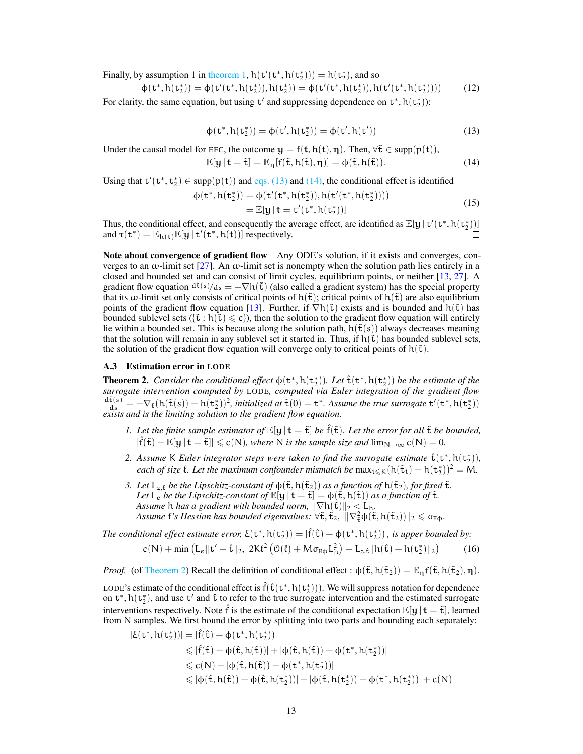Finally, by assumption 1 in theorem 1, $h(t'(t^*, h(t_2^*))) = h(t_2^*)$, and so

$$\phi(t^*, h(t_2^*)) = \phi(t'(t^*, h(t_2^*)), h(t_2^*)) = \phi(t'(t^*, h(t_2^*)), h(t'(t^*, h(t_2^*)))) \tag{12}$$

For clarity, the same equation, but using $t'$ and suppressing dependence on $t^*, h(t_2^*)$):

$$\phi(t^*, h(t_2^*)) = \phi(t', h(t_2^*)) = \phi(t', h(t')) \tag{13}$$

Under the causal model for EFC, the outcome $\mathbf{y} = f(\mathbf{t}, h(\mathbf{t}), \boldsymbol{\eta})$. Then, $\forall \tilde{t} \in \text{supp}(p(\mathbf{t}))$,

$$\mathbb{E}[\mathbf{y} \mid \mathbf{t} = \tilde{t}] = \mathbb{E}_{\boldsymbol{\eta}}[f(\tilde{t}, h(\tilde{t}), \boldsymbol{\eta})] = \phi(\tilde{t}, h(\tilde{t})). \tag{14}$$

Using that $t'(t^*, t_2^*) \in \text{supp}(p(\mathbf{t}))$ and eqs. (13) and (14), the conditional effect is identified

$$\begin{aligned}\phi(t^*, h(t_2^*)) &= \phi(t'(t^*, h(t_2^*)), h(t'(t^*, h(t_2^*)))) \\ &= \mathbb{E}[\mathbf{y} \mid \mathbf{t} = t'(t^*, h(t_2^*))]\end{aligned} \tag{15}$$

Thus, the conditional effect, and consequently the average effect, are identified as $\mathbb{E}[\mathbf{y} \mid t'(t^*, h(t_2^*))]$ and $\tau(t^*) = \mathbb{E}_{h(\mathbf{t})}\mathbb{E}[\mathbf{y} \mid t'(t^*, h(\mathbf{t}))]$ respectively. □

**Note about convergence of gradient flow** Any ODE's solution, if it exists and converges, converges to an $\omega$-limit set [27]. An $\omega$-limit set is nonempty when the solution path lies entirely in a closed and bounded set and can consist of limit cycles, equilibrium points, or neither [13, 27]. A gradient flow equation ${d\tilde{t}(s)}/{ds} = -\nabla h(\tilde{t})$ (also called a gradient system) has the special property that its $\omega$-limit set only consists of critical points of $h(\tilde{t})$; critical points of $h(\tilde{t})$ are also equilibrium points of the gradient flow equation [13]. Further, if $\nabla h(\tilde{t})$ exists and is bounded and $h(\tilde{t})$ has bounded sublevel sets ($\{\tilde{t} : h(\tilde{t}) \leqslant c\}$), then the solution to the gradient flow equation will entirely lie within a bounded set. This is because along the solution path, $h(\tilde{t}(s))$ always decreases meaning that the solution will remain in any sublevel set it started in. Thus, if $h(\tilde{t})$ has bounded sublevel sets, the solution of the gradient flow equation will converge only to critical points of $h(\tilde{t})$.

### A.3 Estimation error in LODE

**Theorem 2.** *Consider the conditional effect $\phi(t^*, h(t_2^*))$. Let $\hat{t}(t^*, h(t_2^*))$ be the estimate of the surrogate intervention computed by* LODE*, computed via Euler integration of the gradient flow $\frac{d\tilde{t}(s)}{ds} = -\nabla_{\tilde{t}}(h(\tilde{t}(s)) - h(t_2^*))^2$, initialized at $\tilde{t}(0) = t^*$. Assume the true surrogate $t'(t^*, h(t_2^*))$ exists and is the limiting solution to the gradient flow equation.*

1. *Let the finite sample estimator of $\mathbb{E}[\mathbf{y} \mid \mathbf{t} = \tilde{t}]$ be $\hat{f}(\tilde{t})$. Let the error for all $\tilde{t}$ be bounded, $|\hat{f}(\tilde{t}) - \mathbb{E}[\mathbf{y} \mid \mathbf{t} = \tilde{t}]| \leqslant c(N)$, where $N$ is the sample size and $\lim_{N\to\infty} c(N) = 0$.*
2. *Assume $K$ Euler integrator steps were taken to find the surrogate estimate $\hat{t}(t^*, h(t_2^*))$, each of size $\ell$. Let the maximum confounder mismatch be $\max_{i \leqslant K}(h(\tilde{t}_i) - h(t_2^*))^2 = M$.*
3. *Let $L_{z,\tilde{t}}$ be the Lipschitz-constant of $\phi(\tilde{t}, h(\tilde{t}_2))$ as a function of $h(\tilde{t}_2)$, for fixed $\tilde{t}$. Let $L_e$ be the Lipschitz-constant of $\mathbb{E}[\mathbf{y} \mid \mathbf{t} = \tilde{t}] = \phi(\tilde{t}, h(\tilde{t}))$ as a function of $\tilde{t}$. Assume $h$ has a gradient with bounded norm, $\|\nabla h(\tilde{t})\|_2 < L_h$. Assume $f$'s Hessian has bounded eigenvalues: $\forall \tilde{t}, \tilde{t}_2,\ \|\nabla^2_{\tilde{t}}\phi(\tilde{t}, h(\tilde{t}_2))\|_2 \leqslant \sigma_{H\phi}$.*

*The conditional effect estimate error, $\xi(t^*, h(t_2^*)) = |\hat{f}(\hat{t}) - \phi(t^*, h(t_2^*))|$, is upper bounded by:*

$$c(N) + \min\left(L_e\|t' - \hat{t}\|_2,\ 2K\ell^2\left(\mathcal{O}(\ell) + M\sigma_{H\phi}L_h^2\right) + L_{z,\tilde{t}}\|h(\hat{t}) - h(t_2^*)\|_2\right) \tag{16}$$

*Proof.* (of Theorem 2) Recall the definition of conditional effect : $\phi(\tilde{t}, h(\tilde{t}_2)) = \mathbb{E}_{\boldsymbol{\eta}} f(\tilde{t}, h(\tilde{t}_2), \boldsymbol{\eta})$.

LODE's estimate of the conditional effect is $\hat{f}(\hat{t}(t^*, h(t_2^*)))$. We will suppress notation for dependence on $t^*, h(t_2^*)$, and use $t'$ and $\hat{t}$ to refer to the true surrogate intervention and the estimated surrogate interventions respectively. Note $\hat{f}$ is the estimate of the conditional expectation $\mathbb{E}[\mathbf{y} \mid \mathbf{t} = \tilde{t}]$, learned from $N$ samples. We first bound the error by splitting into two parts and bounding each separately:

$$\begin{aligned}|\xi(t^*, h(t_2^*))| &= |\hat{f}(\hat{t}) - \phi(t^*, h(t_2^*))| \\ &\leqslant |\hat{f}(\hat{t}) - \phi(\hat{t}, h(\hat{t}))| + |\phi(\hat{t}, h(\hat{t})) - \phi(t^*, h(t_2^*))| \\ &\leqslant c(N) + |\phi(\hat{t}, h(\hat{t})) - \phi(t^*, h(t_2^*))| \\ &\leqslant |\phi(\hat{t}, h(\hat{t})) - \phi(\hat{t}, h(t_2^*))| + |\phi(\hat{t}, h(t_2^*)) - \phi(t^*, h(t_2^*))| + c(N)\end{aligned}$$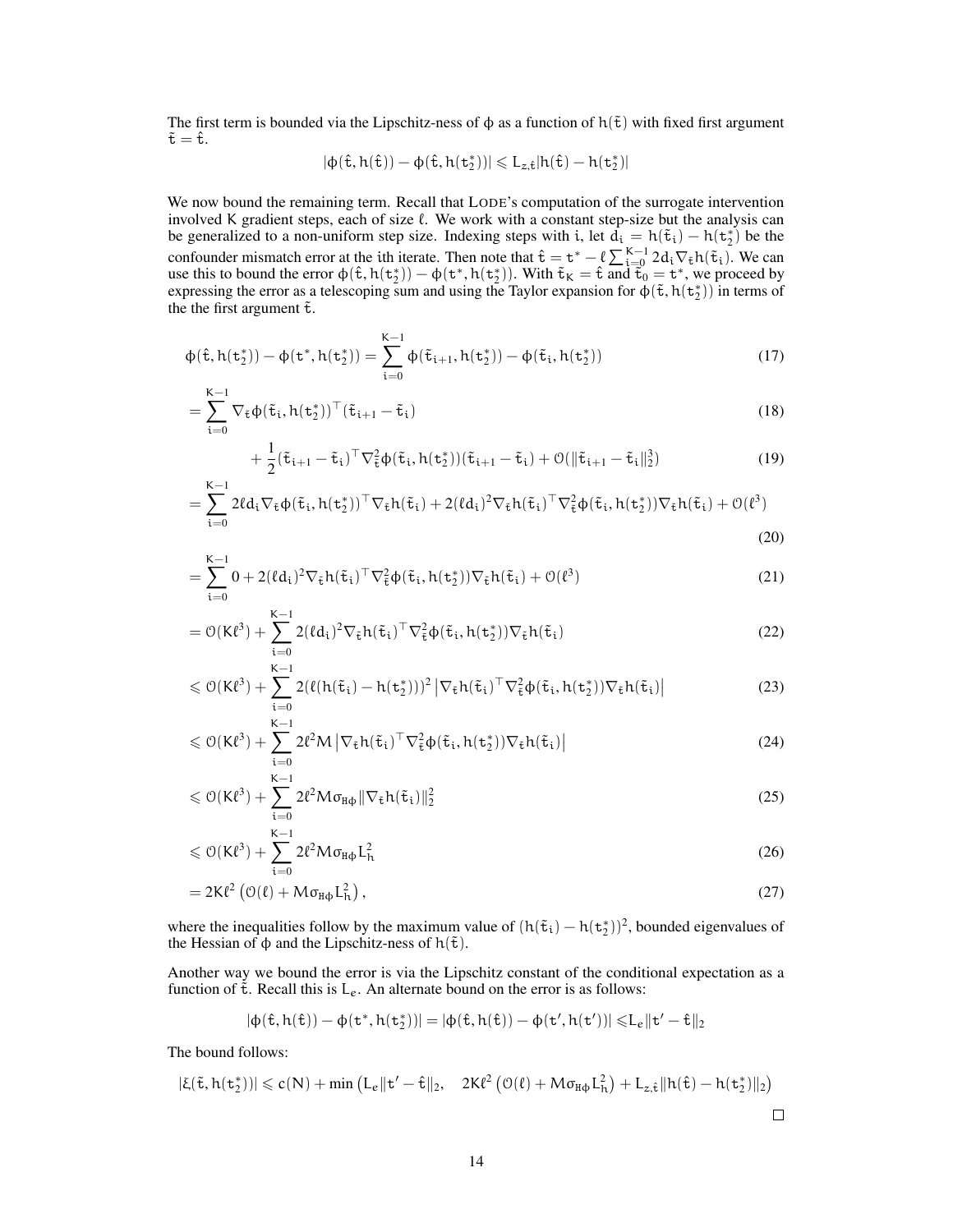The first term is bounded via the Lipschitz-ness of $\phi$ as a function of $h(\tilde{t})$ with fixed first argument $\tilde{t} = \hat{t}$.

$$|\phi(\hat{t}, h(\hat{t})) - \phi(\hat{t}, h(t_2^*))| \leqslant L_{z,\hat{t}} |h(\hat{t}) - h(t_2^*)|$$

We now bound the remaining term. Recall that LODE's computation of the surrogate intervention involved K gradient steps, each of size $\ell$. We work with a constant step-size but the analysis can be generalized to a non-uniform step size. Indexing steps with i, let $d_i = h(\tilde{t}_i) - h(t_2^*)$ be the confounder mismatch error at the ith iterate. Then note that $\hat{t} = t^* - \ell \sum_{i=0}^{K-1} 2 d_i \nabla_{\tilde{t}} h(\tilde{t}_i)$. We can use this to bound the error $\phi(\hat{t}, h(t_2^*)) - \phi(t^*, h(t_2^*))$. With $\tilde{t}_K = \hat{t}$ and $\tilde{t}_0 = t^*$, we proceed by expressing the error as a telescoping sum and using the Taylor expansion for $\phi(\tilde{t}, h(t_2^*))$ in terms of the the first argument $\tilde{t}$.

$$\phi(\hat{t}, h(t_2^*)) - \phi(t^*, h(t_2^*)) = \sum_{i=0}^{K-1} \phi(\tilde{t}_{i+1}, h(t_2^*)) - \phi(\tilde{t}_i, h(t_2^*)) \tag{17}$$

$$= \sum_{i=0}^{K-1} \nabla_{\tilde{t}} \phi(\tilde{t}_i, h(t_2^*))^\top (\tilde{t}_{i+1} - \tilde{t}_i) \tag{18}$$

$$+ \frac{1}{2} (\tilde{t}_{i+1} - \tilde{t}_i)^\top \nabla^2_{\tilde{t}} \phi(\tilde{t}_i, h(t_2^*)) (\tilde{t}_{i+1} - \tilde{t}_i) + \mathcal{O}(\|\tilde{t}_{i+1} - \tilde{t}_i\|_2^3) \tag{19}$$

$$= \sum_{i=0}^{K-1} 2\ell d_i \nabla_{\tilde{t}} \phi(\tilde{t}_i, h(t_2^*))^\top \nabla_{\tilde{t}} h(\tilde{t}_i) + 2(\ell d_i)^2 \nabla_{\tilde{t}} h(\tilde{t}_i)^\top \nabla^2_{\tilde{t}} \phi(\tilde{t}_i, h(t_2^*)) \nabla_{\tilde{t}} h(\tilde{t}_i) + \mathcal{O}(\ell^3) \tag{20}$$

$$= \sum_{i=0}^{K-1} 0 + 2(\ell d_i)^2 \nabla_{\tilde{t}} h(\tilde{t}_i)^\top \nabla^2_{\tilde{t}} \phi(\tilde{t}_i, h(t_2^*)) \nabla_{\tilde{t}} h(\tilde{t}_i) + \mathcal{O}(\ell^3) \tag{21}$$

$$= \mathcal{O}(K\ell^3) + \sum_{i=0}^{K-1} 2(\ell d_i)^2 \nabla_{\tilde{t}} h(\tilde{t}_i)^\top \nabla^2_{\tilde{t}} \phi(\tilde{t}_i, h(t_2^*)) \nabla_{\tilde{t}} h(\tilde{t}_i) \tag{22}$$

$$\leqslant \mathcal{O}(K\ell^3) + \sum_{i=0}^{K-1} 2(\ell(h(\tilde{t}_i) - h(t_2^*)))^2 \left| \nabla_{\tilde{t}} h(\tilde{t}_i)^\top \nabla^2_{\tilde{t}} \phi(\tilde{t}_i, h(t_2^*)) \nabla_{\tilde{t}} h(\tilde{t}_i) \right| \tag{23}$$

$$\leqslant \mathcal{O}(K\ell^3) + \sum_{i=0}^{K-1} 2\ell^2 M \left| \nabla_{\tilde{t}} h(\tilde{t}_i)^\top \nabla^2_{\tilde{t}} \phi(\tilde{t}_i, h(t_2^*)) \nabla_{\tilde{t}} h(\tilde{t}_i) \right| \tag{24}$$

$$\leqslant \mathcal{O}(K\ell^3) + \sum_{i=0}^{K-1} 2\ell^2 M \sigma_{H\phi} \|\nabla_{\tilde{t}} h(\tilde{t}_i)\|_2^2 \tag{25}$$

$$\leqslant \mathcal{O}(K\ell^3) + \sum_{i=0}^{K-1} 2\ell^2 M \sigma_{H\phi} L_h^2 \tag{26}$$

$$= 2K\ell^2 \left( \mathcal{O}(\ell) + M \sigma_{H\phi} L_h^2 \right), \tag{27}$$

where the inequalities follow by the maximum value of $(h(\tilde{t}_i) - h(t_2^*))^2$, bounded eigenvalues of the Hessian of $\phi$ and the Lipschitz-ness of $h(\tilde{t})$.

Another way we bound the error is via the Lipschitz constant of the conditional expectation as a function of $\tilde{t}$. Recall this is $L_e$. An alternate bound on the error is as follows:

$$|\phi(\hat{t}, h(\hat{t})) - \phi(t^*, h(t_2^*))| = |\phi(\hat{t}, h(\hat{t})) - \phi(t', h(t'))| \leqslant L_e \|t' - \hat{t}\|_2$$

The bound follows:

$$|\xi(\tilde{t}, h(t_2^*))| \leqslant c(N) + \min \left( L_e \|t' - \hat{t}\|_2, \quad 2K\ell^2 \left( \mathcal{O}(\ell) + M \sigma_{H\phi} L_h^2 \right) + L_{z,\hat{t}} \|h(\hat{t}) - h(t_2^*)\|_2 \right)$$

□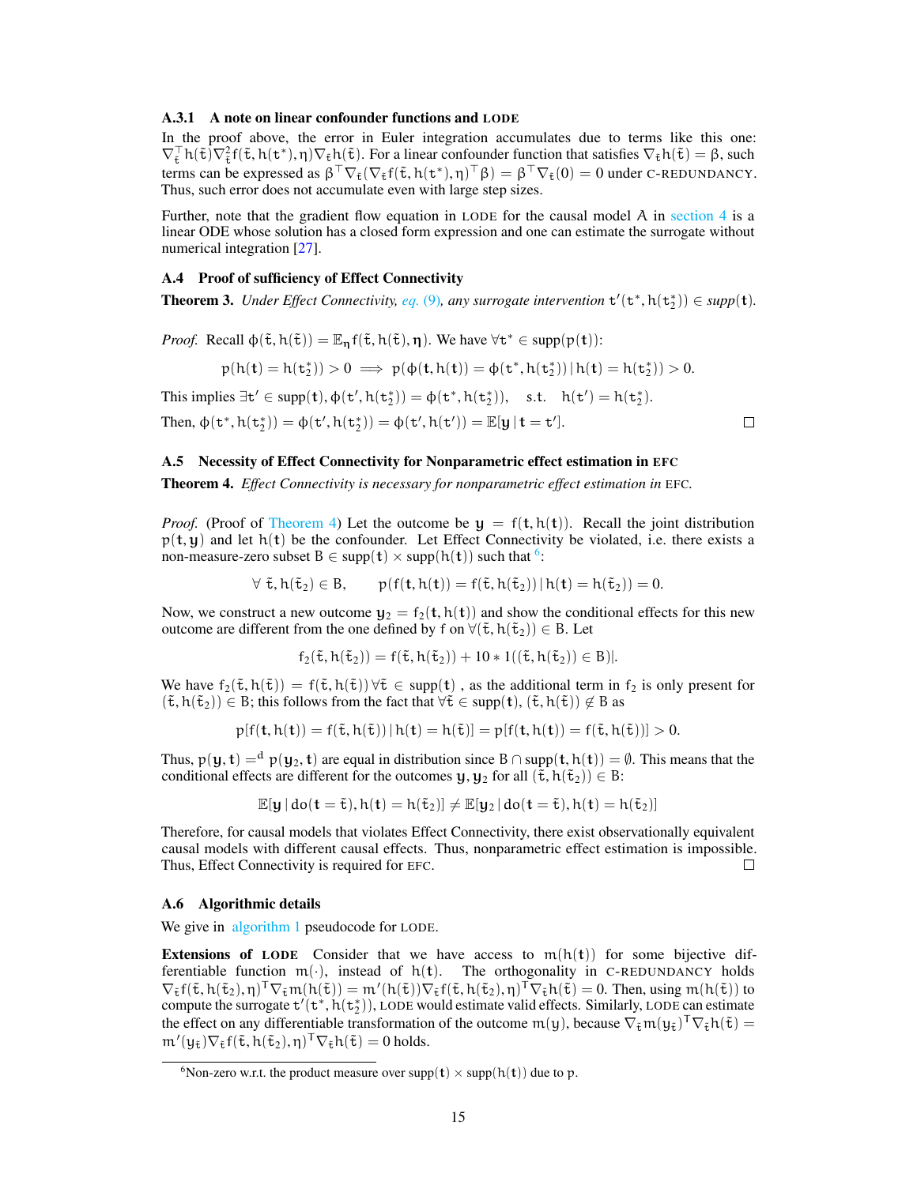### A.3.1 A note on linear confounder functions and LODE

In the proof above, the error in Euler integration accumulates due to terms like this one: $\nabla_{\tilde{t}}^{\top} h(\tilde{t}) \nabla_{\tilde{t}}^2 f(\tilde{t}, h(t^*), \eta) \nabla_{\tilde{t}} h(\tilde{t})$. For a linear confounder function that satisfies $\nabla_{\tilde{t}} h(\tilde{t}) = \beta$, such terms can be expressed as $\beta^\top \nabla_{\tilde{t}} (\nabla_{\tilde{t}} f(\tilde{t}, h(t^*), \eta)^\top \beta) = \beta^\top \nabla_{\tilde{t}}(0) = 0$ under C-REDUNDANCY. Thus, such error does not accumulate even with large step sizes.

Further, note that the gradient flow equation in LODE for the causal model A in section 4 is a linear ODE whose solution has a closed form expression and one can estimate the surrogate without numerical integration [27].

### A.4 Proof of sufficiency of Effect Connectivity

**Theorem 3.** *Under Effect Connectivity, eq. (9), any surrogate intervention $t'(t^*, h(t_2^*)) \in supp(\mathbf{t})$.*

*Proof.* Recall $\phi(\tilde{t}, h(\tilde{t})) = \mathbb{E}_{\boldsymbol{\eta}} f(\tilde{t}, h(\tilde{t}), \boldsymbol{\eta})$. We have $\forall t^* \in \text{supp}(p(\mathbf{t}))$:

$$p(h(\mathbf{t}) = h(t_2^*)) > 0 \implies p(\phi(\mathbf{t}, h(\mathbf{t})) = \phi(t^*, h(t_2^*)) \,|\, h(\mathbf{t}) = h(t_2^*)) > 0.$$

This implies $\exists t' \in \text{supp}(\mathbf{t}), \phi(t', h(t_2^*)) = \phi(t^*, h(t_2^*)), \quad \text{s.t.} \quad h(t') = h(t_2^*)$.

Then, $\phi(t^*, h(t_2^*)) = \phi(t', h(t_2^*)) = \phi(t', h(t')) = \mathbb{E}[\mathbf{y} \,|\, \mathbf{t} = t']$. □

### A.5 Necessity of Effect Connectivity for Nonparametric effect estimation in EFC

**Theorem 4.** *Effect Connectivity is necessary for nonparametric effect estimation in* EFC.

*Proof.* (Proof of Theorem 4) Let the outcome be $\mathbf{y} = f(\mathbf{t}, h(\mathbf{t}))$. Recall the joint distribution $p(\mathbf{t}, \mathbf{y})$ and let $h(\mathbf{t})$ be the confounder. Let Effect Connectivity be violated, i.e. there exists a non-measure-zero subset $B \in \text{supp}(\mathbf{t}) \times \text{supp}(h(\mathbf{t}))$ such that [6]:

$$\forall\ \tilde{t}, h(\tilde{t}_2) \in B, \qquad p(f(\mathbf{t}, h(\mathbf{t})) = f(\tilde{t}, h(\tilde{t}_2)) \,|\, h(\mathbf{t}) = h(\tilde{t}_2)) = 0.$$

Now, we construct a new outcome $\mathbf{y}_2 = f_2(\mathbf{t}, h(\mathbf{t}))$ and show the conditional effects for this new outcome are different from the one defined by f on $\forall (\tilde{t}, h(\tilde{t}_2)) \in B$. Let

$$f_2(\tilde{t}, h(\tilde{t}_2)) = f(\tilde{t}, h(\tilde{t}_2)) + 10 * 1((\tilde{t}, h(\tilde{t}_2)) \in B)|.$$

We have $f_2(\tilde{t}, h(\tilde{t})) = f(\tilde{t}, h(\tilde{t})) \, \forall \tilde{t} \in \text{supp}(\mathbf{t})$ , as the additional term in $f_2$ is only present for $(\tilde{t}, h(\tilde{t}_2)) \in B$; this follows from the fact that $\forall \tilde{t} \in \text{supp}(\mathbf{t})$, $(\tilde{t}, h(\tilde{t})) \notin B$ as

$$p[f(\mathbf{t}, h(\mathbf{t})) = f(\tilde{t}, h(\tilde{t})) \,|\, h(\mathbf{t}) = h(\tilde{t})] = p[f(\mathbf{t}, h(\mathbf{t})) = f(\tilde{t}, h(\tilde{t}))] > 0.$$

Thus, $p(\mathbf{y}, \mathbf{t}) =^d p(\mathbf{y}_2, \mathbf{t})$ are equal in distribution since $B \cap \text{supp}(\mathbf{t}, h(\mathbf{t})) = \emptyset$. This means that the conditional effects are different for the outcomes $\mathbf{y}, \mathbf{y}_2$ for all $(\tilde{t}, h(\tilde{t}_2)) \in B$:

$$\mathbb{E}[\mathbf{y} \,|\, do(\mathbf{t} = \tilde{t}), h(\mathbf{t}) = h(\tilde{t}_2)] \neq \mathbb{E}[\mathbf{y}_2 \,|\, do(\mathbf{t} = \tilde{t}), h(\mathbf{t}) = h(\tilde{t}_2)]$$

Therefore, for causal models that violates Effect Connectivity, there exist observationally equivalent causal models with different causal effects. Thus, nonparametric effect estimation is impossible. Thus, Effect Connectivity is required for EFC. □

### A.6 Algorithmic details

We give in algorithm 1 pseudocode for LODE.

**Extensions of LODE** Consider that we have access to $m(h(\mathbf{t}))$ for some bijective differentiable function $m(\cdot)$, instead of $h(\mathbf{t})$. The orthogonality in C-REDUNDANCY holds $\nabla_{\tilde{t}} f(\tilde{t}, h(\tilde{t}_2), \eta)^\top \nabla_{\tilde{t}} m(h(\tilde{t})) = m'(h(\tilde{t})) \nabla_{\tilde{t}} f(\tilde{t}, h(\tilde{t}_2), \eta)^\top \nabla_{\tilde{t}} h(\tilde{t}) = 0$. Then, using $m(h(\tilde{t}))$ to compute the surrogate $t'(t^*, h(t_2^*))$, LODE would estimate valid effects. Similarly, LODE can estimate the effect on any differentiable transformation of the outcome $m(y)$, because $\nabla_{\tilde{t}} m(y_{\tilde{t}})^\top \nabla_{\tilde{t}} h(\tilde{t}) = m'(y_{\tilde{t}}) \nabla_{\tilde{t}} f(\tilde{t}, h(\tilde{t}_2), \eta)^\top \nabla_{\tilde{t}} h(\tilde{t}) = 0$ holds.

[6] Non-zero w.r.t. the product measure over $\text{supp}(\mathbf{t}) \times \text{supp}(h(\mathbf{t}))$ due to p.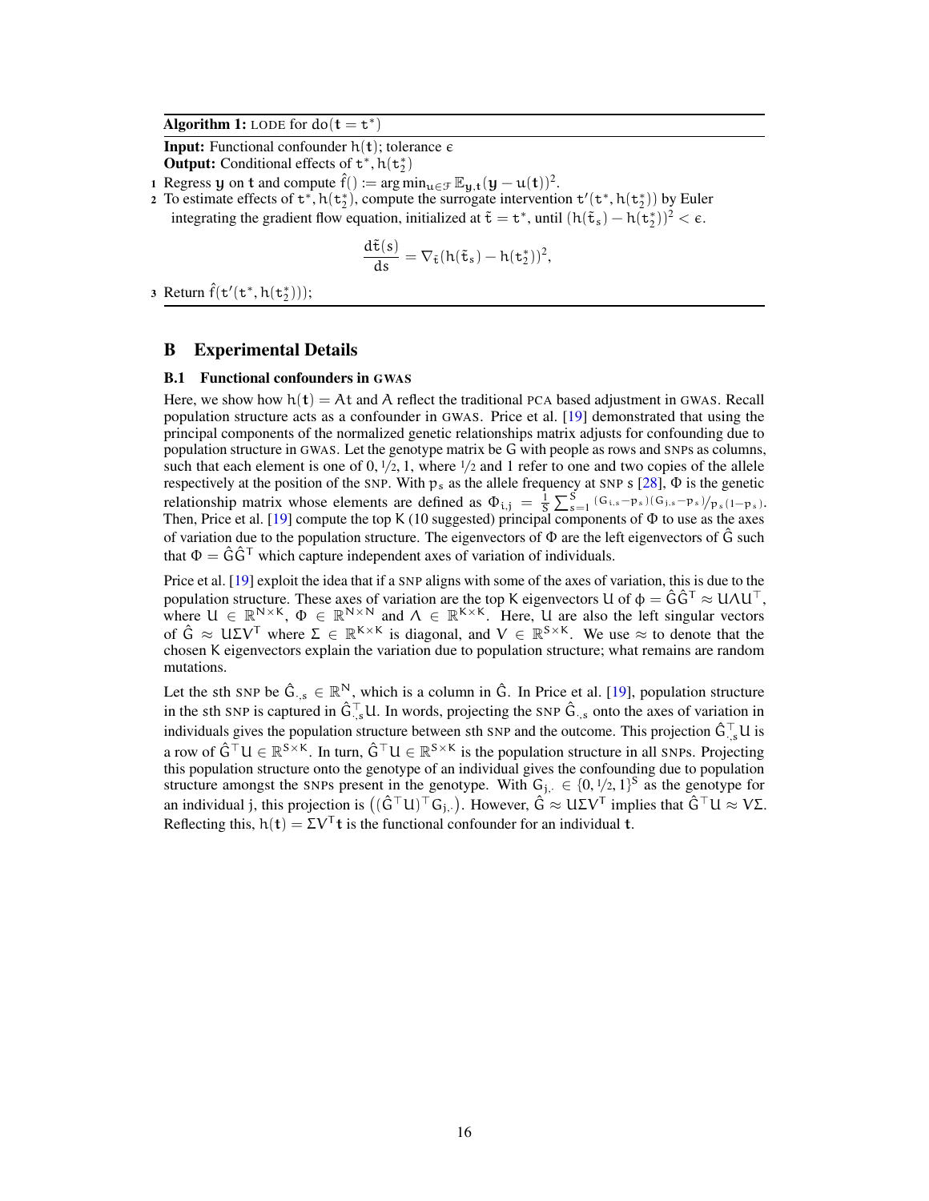**Algorithm 1:** LODE for $\mathrm{do}(\mathbf{t} = \mathbf{t}^*)$

**Input:** Functional confounder $h(\mathbf{t})$; tolerance $\epsilon$
**Output:** Conditional effects of $\mathbf{t}^*, h(\mathbf{t}_2^*)$

1. Regress $\mathbf{y}$ on $\mathbf{t}$ and compute $\hat{f}() := \arg\min_{u \in \mathcal{F}} \mathbb{E}_{\mathbf{y},\mathbf{t}}(\mathbf{y} - u(\mathbf{t}))^2$.
2. To estimate effects of $\mathbf{t}^*, h(\mathbf{t}_2^*)$, compute the surrogate intervention $\mathbf{t}'(\mathbf{t}^*, h(\mathbf{t}_2^*))$ by Euler integrating the gradient flow equation, initialized at $\tilde{\mathbf{t}} = \mathbf{t}^*$, until $(h(\tilde{\mathbf{t}}_s) - h(\mathbf{t}_2^*))^2 < \epsilon$.

$$\frac{d\tilde{\mathbf{t}}(s)}{ds} = \nabla_{\tilde{\mathbf{t}}}(h(\tilde{\mathbf{t}}_s) - h(\mathbf{t}_2^*))^2,$$

3. Return $\hat{f}(\mathbf{t}'(\mathbf{t}^*, h(\mathbf{t}_2^*)))$;

# B Experimental Details

## B.1 Functional confounders in GWAS

Here, we show how $h(\mathbf{t}) = A\mathbf{t}$ and $A$ reflect the traditional PCA based adjustment in GWAS. Recall population structure acts as a confounder in GWAS. Price et al. [19] demonstrated that using the principal components of the normalized genetic relationships matrix adjusts for confounding due to population structure in GWAS. Let the genotype matrix be G with people as rows and SNPs as columns, such that each element is one of $0, 1/2, 1$, where $1/2$ and $1$ refer to one and two copies of the allele respectively at the position of the SNP. With $p_s$ as the allele frequency at SNP $s$ [28], $\Phi$ is the genetic relationship matrix whose elements are defined as $\Phi_{i,j} = \frac{1}{S}\sum_{s=1}^{S} {}^{(G_{i,s}-p_s)(G_{j,s}-p_s)}/{}_{p_s(1-p_s)}$. Then, Price et al. [19] compute the top K (10 suggested) principal components of $\Phi$ to use as the axes of variation due to the population structure. The eigenvectors of $\Phi$ are the left eigenvectors of $\hat{G}$ such that $\Phi = \hat{G}\hat{G}^\top$ which capture independent axes of variation of individuals.

Price et al. [19] exploit the idea that if a SNP aligns with some of the axes of variation, this is due to the population structure. These axes of variation are the top K eigenvectors $U$ of $\phi = \hat{G}\hat{G}^\top \approx U\Lambda U^\top$, where $U \in \mathbb{R}^{N\times K}$, $\Phi \in \mathbb{R}^{N\times N}$ and $\Lambda \in \mathbb{R}^{K\times K}$. Here, $U$ are also the left singular vectors of $\hat{G} \approx U\Sigma V^\top$ where $\Sigma \in \mathbb{R}^{K\times K}$ is diagonal, and $V \in \mathbb{R}^{S\times K}$. We use $\approx$ to denote that the chosen K eigenvectors explain the variation due to population structure; what remains are random mutations.

Let the sth SNP be $\hat{G}_{\cdot,s} \in \mathbb{R}^N$, which is a column in $\hat{G}$. In Price et al. [19], population structure in the sth SNP is captured in $\hat{G}_{\cdot,s}^\top U$. In words, projecting the SNP $\hat{G}_{\cdot,s}$ onto the axes of variation in individuals gives the population structure between sth SNP and the outcome. This projection $\hat{G}_{\cdot,s}^\top U$ is a row of $\hat{G}^\top U \in \mathbb{R}^{S\times K}$. In turn, $\hat{G}^\top U \in \mathbb{R}^{S\times K}$ is the population structure in all SNPs. Projecting this population structure onto the genotype of an individual gives the confounding due to population structure amongst the SNPs present in the genotype. With $G_{j,\cdot} \in \{0, 1/2, 1\}^S$ as the genotype for an individual j, this projection is $\left((\hat{G}^\top U)^\top G_{j,\cdot}\right)$. However, $\hat{G} \approx U\Sigma V^\top$ implies that $\hat{G}^\top U \approx V\Sigma$. Reflecting this, $h(\mathbf{t}) = \Sigma V^\top \mathbf{t}$ is the functional confounder for an individual $\mathbf{t}$.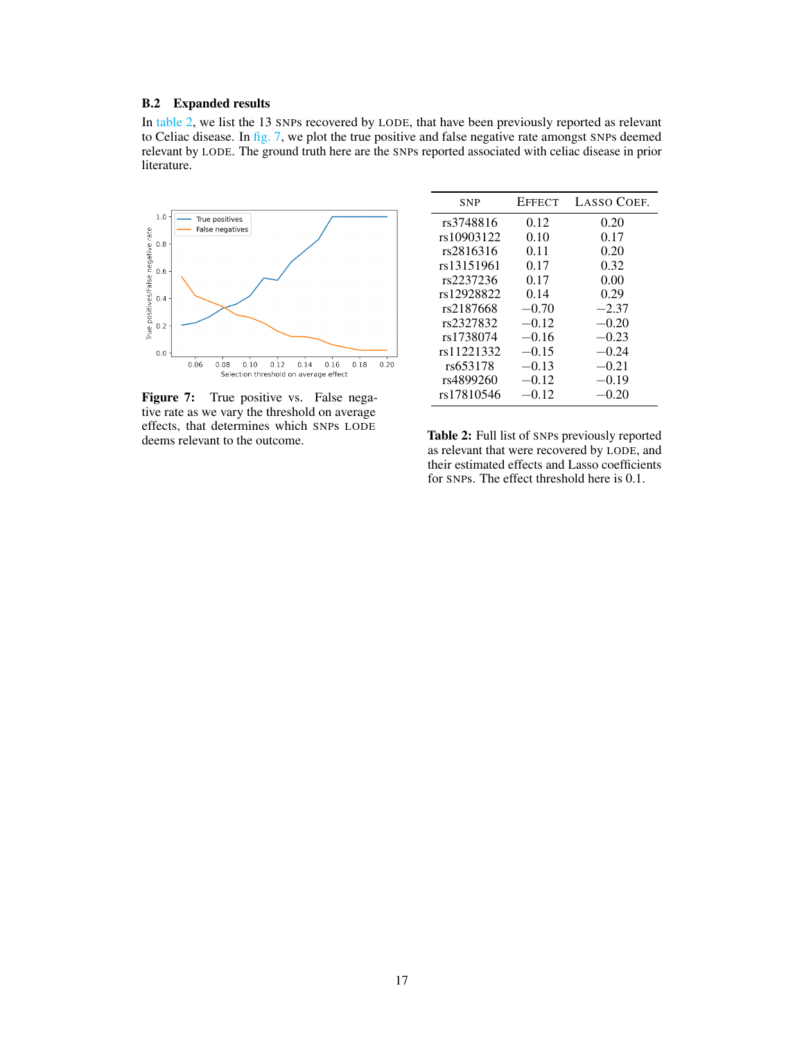### B.2 Expanded results

In table 2, we list the 13 SNPs recovered by LODE, that have been previously reported as relevant to Celiac disease. In fig. 7, we plot the true positive and false negative rate amongst SNPs deemed relevant by LODE. The ground truth here are the SNPs reported associated with celiac disease in prior literature.

True positives
False negatives
True positives/False negative rate
0.0
0.2
0.4
0.6
0.8
1.0
0.06
0.08
0.10
0.12
0.14
0.16
0.18
0.20
Selection threshold on average effect

**Figure 7:** True positive vs. False negative rate as we vary the threshold on average effects, that determines which SNPs LODE deems relevant to the outcome.

| SNP | EFFECT | LASSO COEF. |
|---|---|---|
| rs3748816 | 0.12 | 0.20 |
| rs10903122 | 0.10 | 0.17 |
| rs2816316 | 0.11 | 0.20 |
| rs13151961 | 0.17 | 0.32 |
| rs2237236 | 0.17 | 0.00 |
| rs12928822 | 0.14 | 0.29 |
| rs2187668 | −0.70 | −2.37 |
| rs2327832 | −0.12 | −0.20 |
| rs1738074 | −0.16 | −0.23 |
| rs11221332 | −0.15 | −0.24 |
| rs653178 | −0.13 | −0.21 |
| rs4899260 | −0.12 | −0.19 |
| rs17810546 | −0.12 | −0.20 |

**Table 2:** Full list of SNPs previously reported as relevant that were recovered by LODE, and their estimated effects and Lasso coefficients for SNPs. The effect threshold here is 0.1.